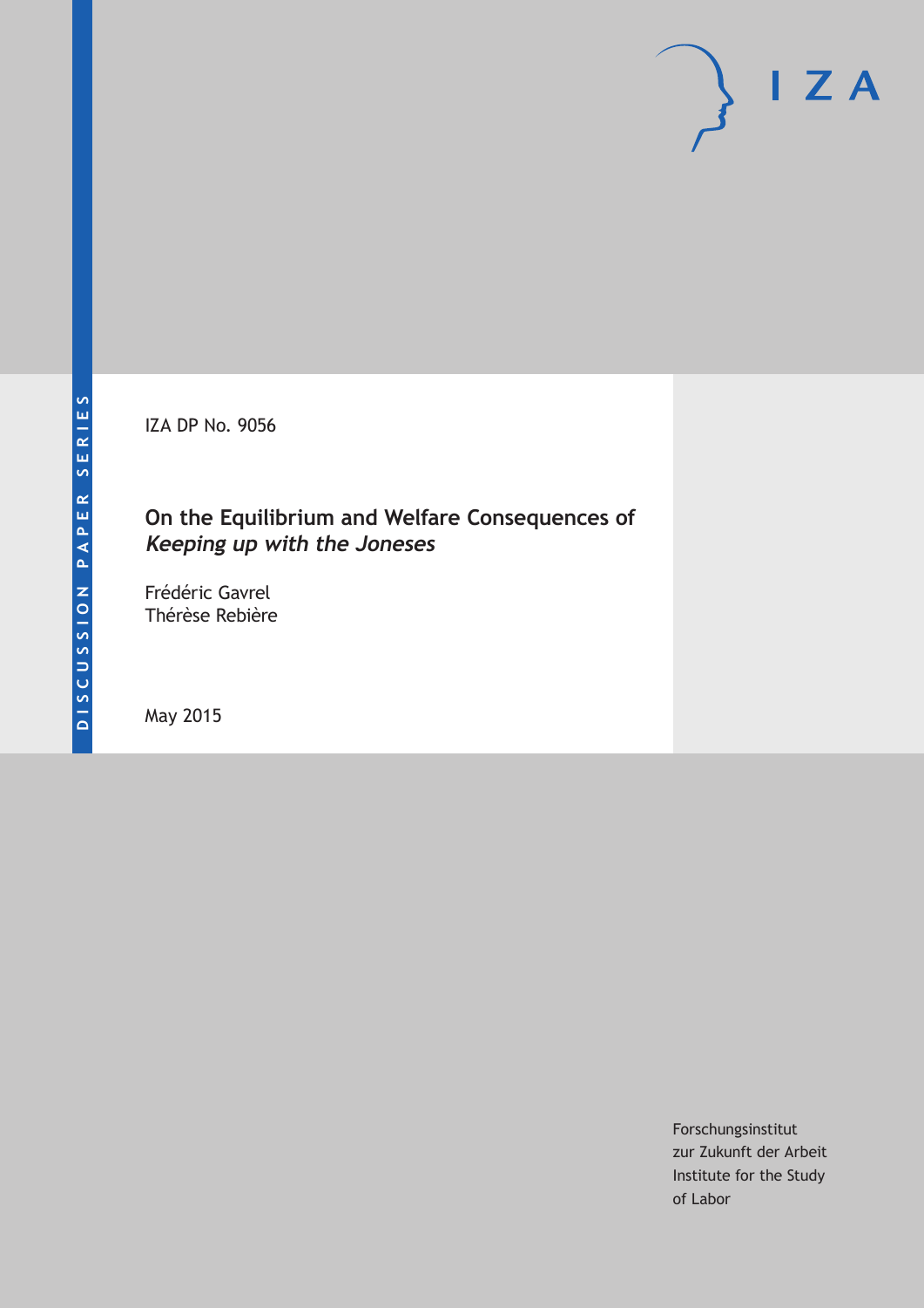DISCUSSION PAPER SERIES

IZA DP No. 9056

# On the Equilibrium and Welfare Consequences of *Keeping up with the Joneses*

Frédéric Gavrel
Thérèse Rebière

May 2015

Forschungsinstitut
zur Zukunft der Arbeit
Institute for the Study
of Labor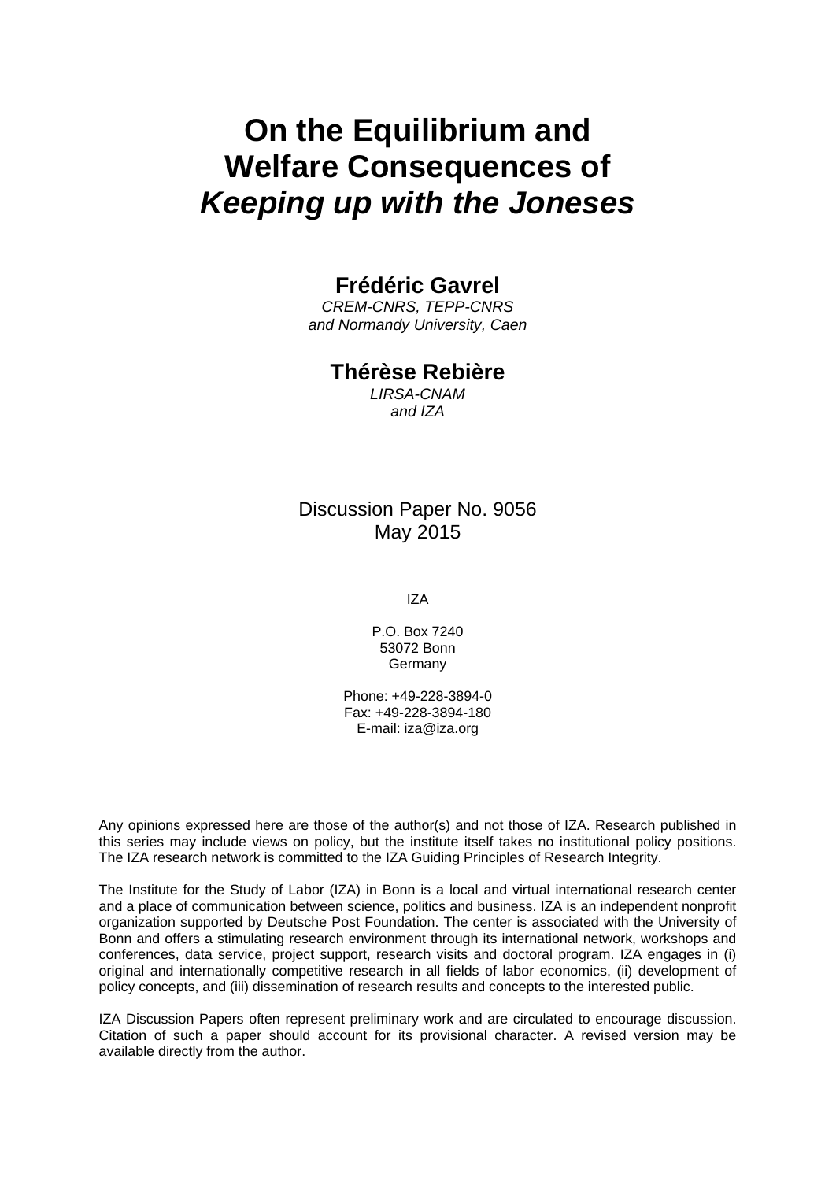# On the Equilibrium and Welfare Consequences of *Keeping up with the Joneses*

**Frédéric Gavrel**

*CREM-CNRS, TEPP-CNRS and Normandy University, Caen*

**Thérèse Rebière**

*LIRSA-CNAM and IZA*

Discussion Paper No. 9056
May 2015

IZA

P.O. Box 7240
53072 Bonn
Germany

Phone: +49-228-3894-0
Fax: +49-228-3894-180
E-mail: iza@iza.org

Any opinions expressed here are those of the author(s) and not those of IZA. Research published in this series may include views on policy, but the institute itself takes no institutional policy positions. The IZA research network is committed to the IZA Guiding Principles of Research Integrity.

The Institute for the Study of Labor (IZA) in Bonn is a local and virtual international research center and a place of communication between science, politics and business. IZA is an independent nonprofit organization supported by Deutsche Post Foundation. The center is associated with the University of Bonn and offers a stimulating research environment through its international network, workshops and conferences, data service, project support, research visits and doctoral program. IZA engages in (i) original and internationally competitive research in all fields of labor economics, (ii) development of policy concepts, and (iii) dissemination of research results and concepts to the interested public.

IZA Discussion Papers often represent preliminary work and are circulated to encourage discussion. Citation of such a paper should account for its provisional character. A revised version may be available directly from the author.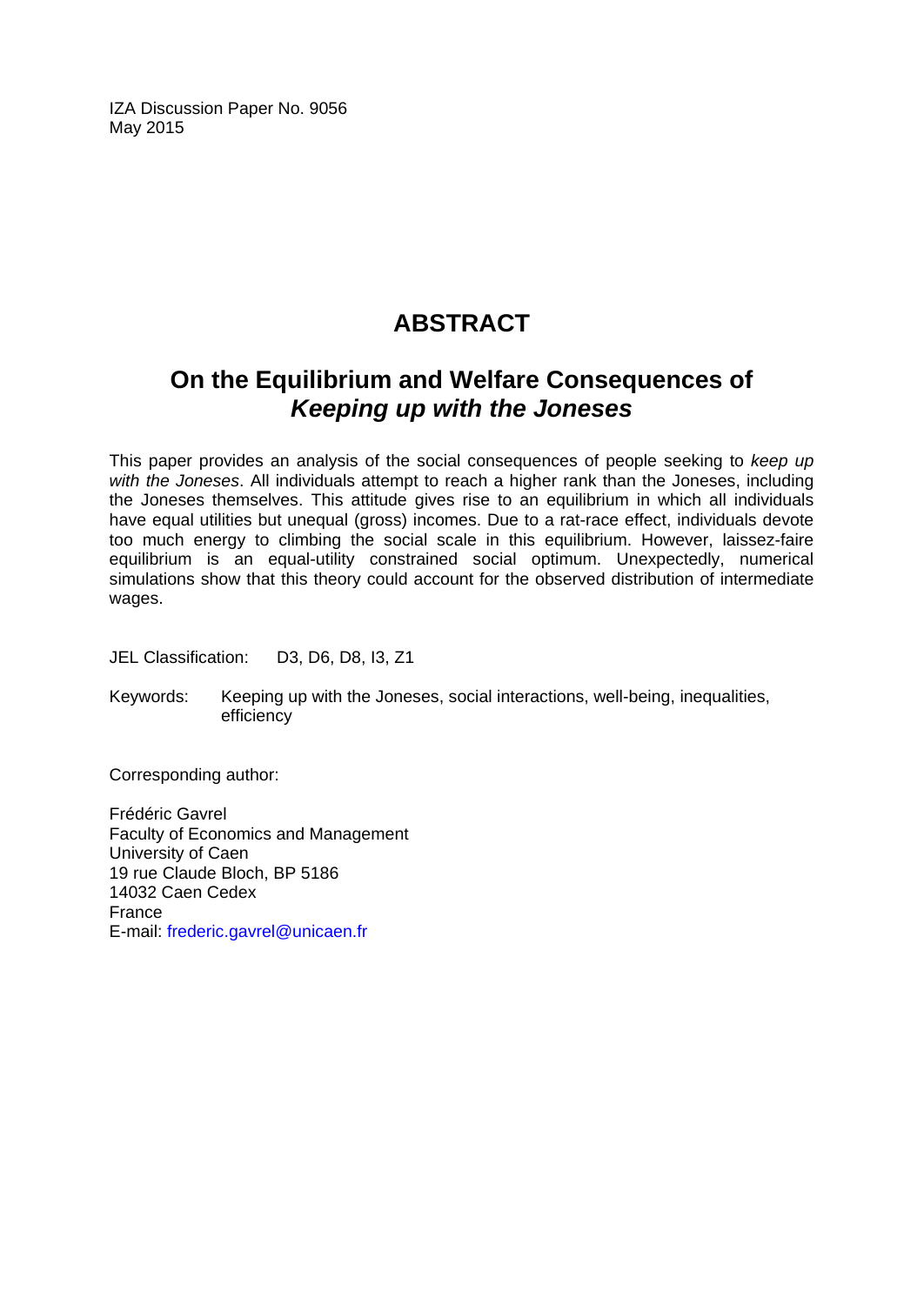IZA Discussion Paper No. 9056
May 2015

# ABSTRACT

## On the Equilibrium and Welfare Consequences of *Keeping up with the Joneses*

This paper provides an analysis of the social consequences of people seeking to *keep up with the Joneses*. All individuals attempt to reach a higher rank than the Joneses, including the Joneses themselves. This attitude gives rise to an equilibrium in which all individuals have equal utilities but unequal (gross) incomes. Due to a rat-race effect, individuals devote too much energy to climbing the social scale in this equilibrium. However, laissez-faire equilibrium is an equal-utility constrained social optimum. Unexpectedly, numerical simulations show that this theory could account for the observed distribution of intermediate wages.

JEL Classification: D3, D6, D8, I3, Z1

Keywords: Keeping up with the Joneses, social interactions, well-being, inequalities, efficiency

Corresponding author:

Frédéric Gavrel
Faculty of Economics and Management
University of Caen
19 rue Claude Bloch, BP 5186
14032 Caen Cedex
France
E-mail: frederic.gavrel@unicaen.fr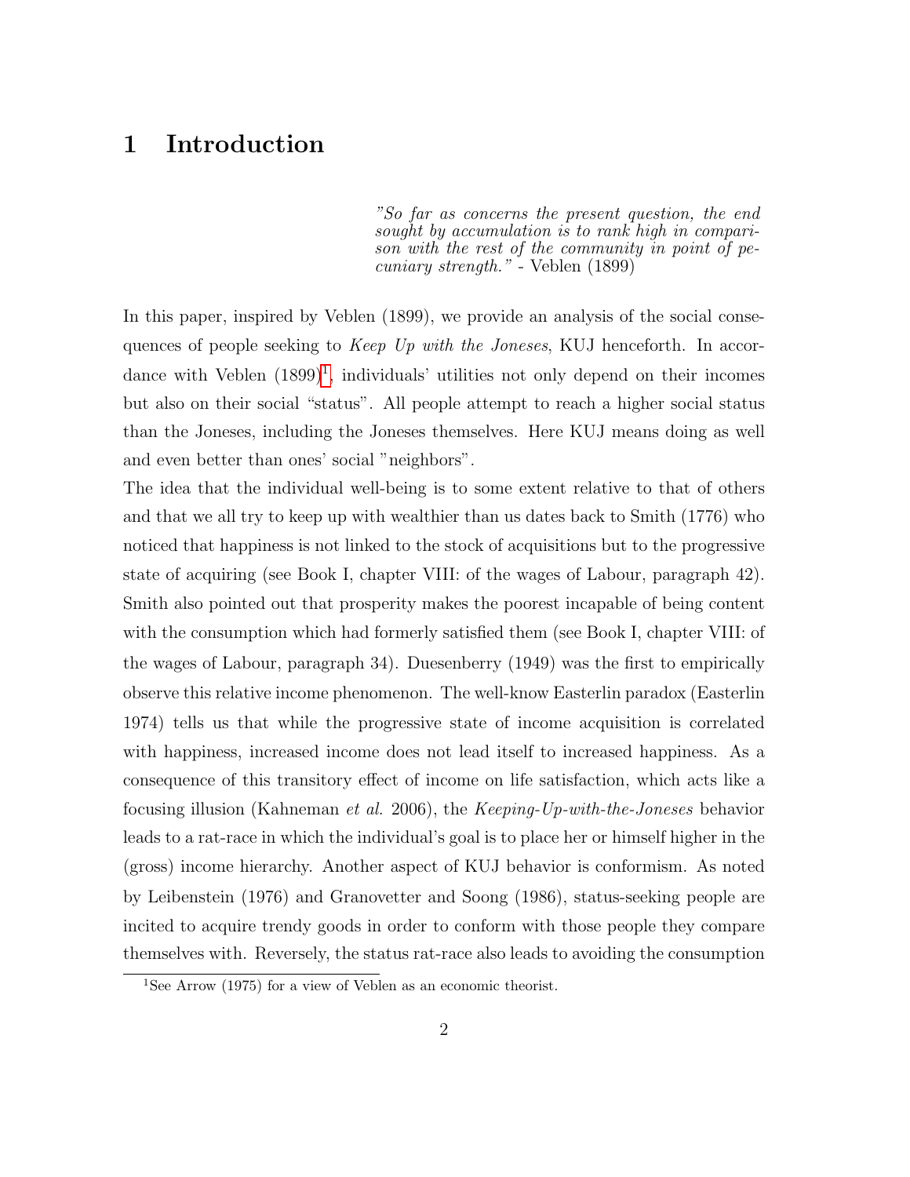# 1 Introduction

> *"So far as concerns the present question, the end sought by accumulation is to rank high in comparison with the rest of the community in point of pecuniary strength."* - Veblen (1899)

In this paper, inspired by Veblen (1899), we provide an analysis of the social consequences of people seeking to *Keep Up with the Joneses*, KUJ henceforth. In accordance with Veblen (1899)[1], individuals' utilities not only depend on their incomes but also on their social "status". All people attempt to reach a higher social status than the Joneses, including the Joneses themselves. Here KUJ means doing as well and even better than ones' social "neighbors".

The idea that the individual well-being is to some extent relative to that of others and that we all try to keep up with wealthier than us dates back to Smith (1776) who noticed that happiness is not linked to the stock of acquisitions but to the progressive state of acquiring (see Book I, chapter VIII: of the wages of Labour, paragraph 42). Smith also pointed out that prosperity makes the poorest incapable of being content with the consumption which had formerly satisfied them (see Book I, chapter VIII: of the wages of Labour, paragraph 34). Duesenberry (1949) was the first to empirically observe this relative income phenomenon. The well-know Easterlin paradox (Easterlin 1974) tells us that while the progressive state of income acquisition is correlated with happiness, increased income does not lead itself to increased happiness. As a consequence of this transitory effect of income on life satisfaction, which acts like a focusing illusion (Kahneman *et al.* 2006), the *Keeping-Up-with-the-Joneses* behavior leads to a rat-race in which the individual's goal is to place her or himself higher in the (gross) income hierarchy. Another aspect of KUJ behavior is conformism. As noted by Leibenstein (1976) and Granovetter and Soong (1986), status-seeking people are incited to acquire trendy goods in order to conform with those people they compare themselves with. Reversely, the status rat-race also leads to avoiding the consumption

[1] See Arrow (1975) for a view of Veblen as an economic theorist.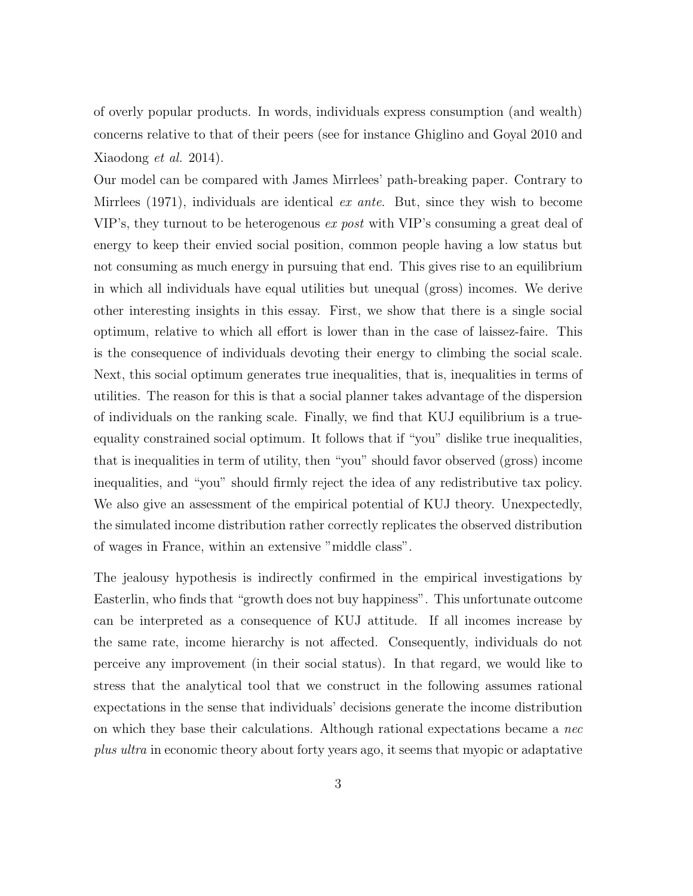of overly popular products. In words, individuals express consumption (and wealth) concerns relative to that of their peers (see for instance Ghiglino and Goyal 2010 and Xiaodong *et al.* 2014).

Our model can be compared with James Mirrlees' path-breaking paper. Contrary to Mirrlees (1971), individuals are identical *ex ante*. But, since they wish to become VIP's, they turnout to be heterogenous *ex post* with VIP's consuming a great deal of energy to keep their envied social position, common people having a low status but not consuming as much energy in pursuing that end. This gives rise to an equilibrium in which all individuals have equal utilities but unequal (gross) incomes. We derive other interesting insights in this essay. First, we show that there is a single social optimum, relative to which all effort is lower than in the case of laissez-faire. This is the consequence of individuals devoting their energy to climbing the social scale. Next, this social optimum generates true inequalities, that is, inequalities in terms of utilities. The reason for this is that a social planner takes advantage of the dispersion of individuals on the ranking scale. Finally, we find that KUJ equilibrium is a true-equality constrained social optimum. It follows that if "you" dislike true inequalities, that is inequalities in term of utility, then "you" should favor observed (gross) income inequalities, and "you" should firmly reject the idea of any redistributive tax policy. We also give an assessment of the empirical potential of KUJ theory. Unexpectedly, the simulated income distribution rather correctly replicates the observed distribution of wages in France, within an extensive "middle class".

The jealousy hypothesis is indirectly confirmed in the empirical investigations by Easterlin, who finds that "growth does not buy happiness". This unfortunate outcome can be interpreted as a consequence of KUJ attitude. If all incomes increase by the same rate, income hierarchy is not affected. Consequently, individuals do not perceive any improvement (in their social status). In that regard, we would like to stress that the analytical tool that we construct in the following assumes rational expectations in the sense that individuals' decisions generate the income distribution on which they base their calculations. Although rational expectations became a *nec plus ultra* in economic theory about forty years ago, it seems that myopic or adaptative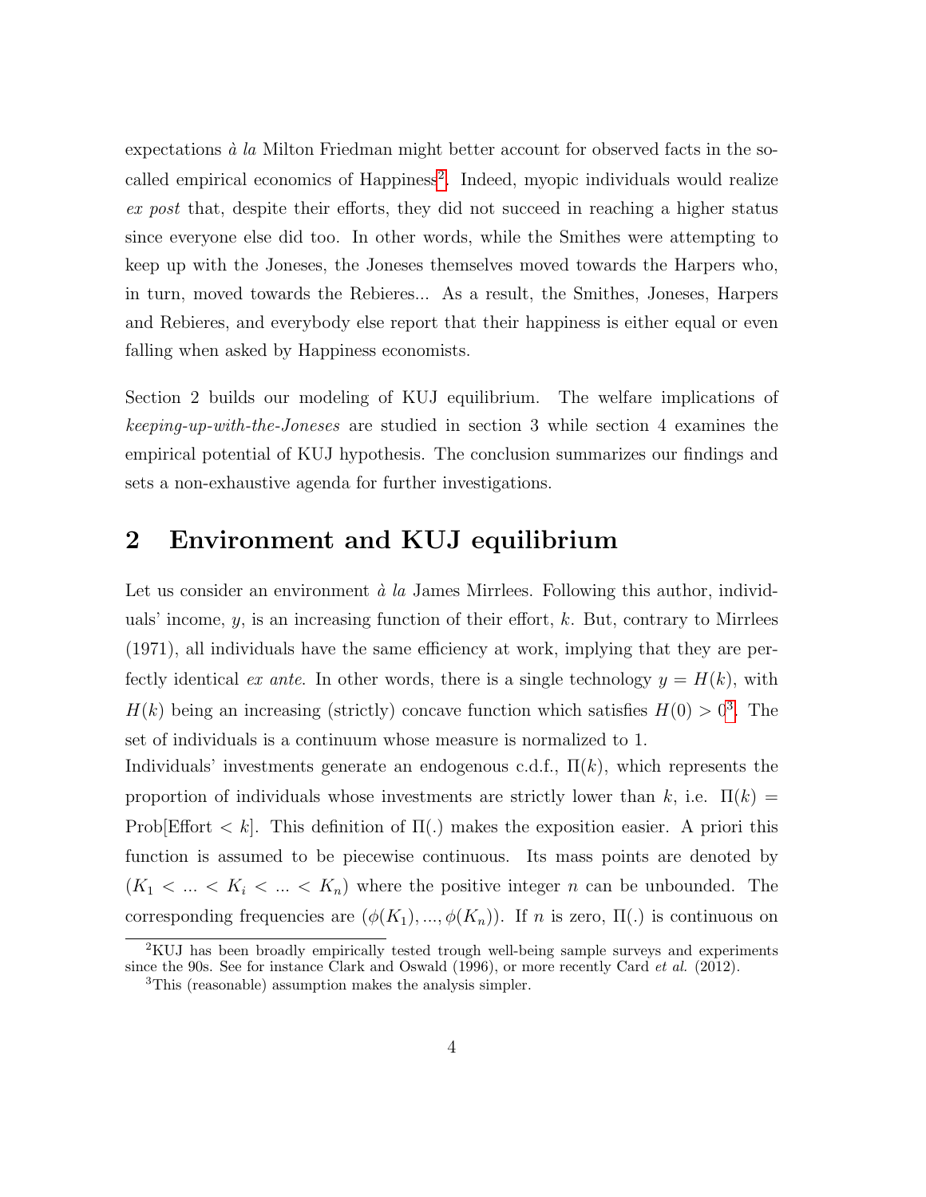expectations *à la* Milton Friedman might better account for observed facts in the so-called empirical economics of Happiness[2]. Indeed, myopic individuals would realize *ex post* that, despite their efforts, they did not succeed in reaching a higher status since everyone else did too. In other words, while the Smithes were attempting to keep up with the Joneses, the Joneses themselves moved towards the Harpers who, in turn, moved towards the Rebieres... As a result, the Smithes, Joneses, Harpers and Rebieres, and everybody else report that their happiness is either equal or even falling when asked by Happiness economists.

Section 2 builds our modeling of KUJ equilibrium. The welfare implications of *keeping-up-with-the-Joneses* are studied in section 3 while section 4 examines the empirical potential of KUJ hypothesis. The conclusion summarizes our findings and sets a non-exhaustive agenda for further investigations.

## 2 Environment and KUJ equilibrium

Let us consider an environment *à la* James Mirrlees. Following this author, individuals' income, $y$, is an increasing function of their effort, $k$. But, contrary to Mirrlees (1971), all individuals have the same efficiency at work, implying that they are perfectly identical *ex ante*. In other words, there is a single technology $y = H(k)$, with $H(k)$ being an increasing (strictly) concave function which satisfies $H(0) > 0$[3]. The set of individuals is a continuum whose measure is normalized to 1.

Individuals' investments generate an endogenous c.d.f., $\Pi(k)$, which represents the proportion of individuals whose investments are strictly lower than $k$, i.e. $\Pi(k) = \text{Prob}[\text{Effort} < k]$. This definition of $\Pi(.)$ makes the exposition easier. A priori this function is assumed to be piecewise continuous. Its mass points are denoted by $(K_1 < ... < K_i < ... < K_n)$ where the positive integer $n$ can be unbounded. The corresponding frequencies are $(\phi(K_1), ..., \phi(K_n))$. If $n$ is zero, $\Pi(.)$ is continuous on

[2] KUJ has been broadly empirically tested trough well-being sample surveys and experiments since the 90s. See for instance Clark and Oswald (1996), or more recently Card *et al.* (2012).

[3] This (reasonable) assumption makes the analysis simpler.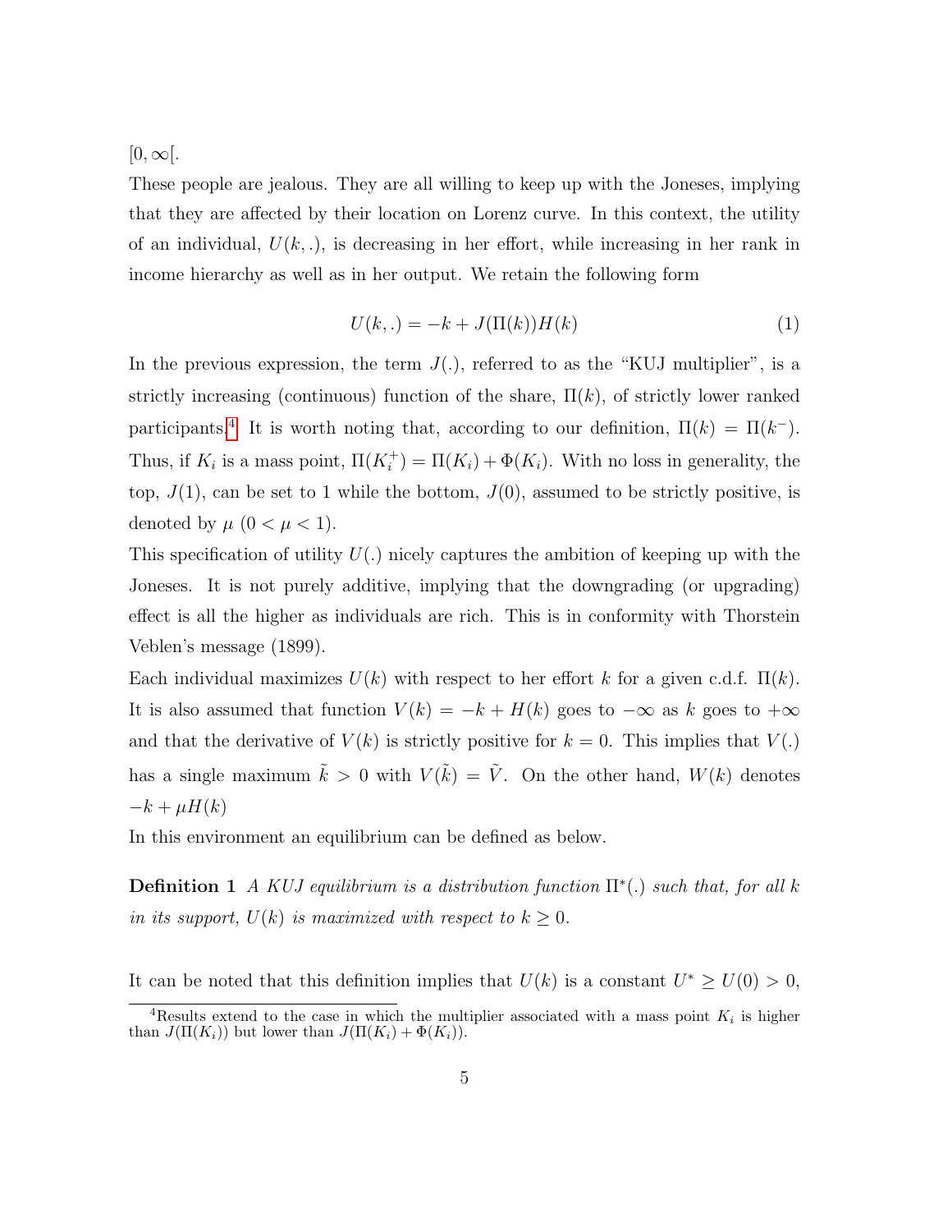$[0, \infty[$.

These people are jealous. They are all willing to keep up with the Joneses, implying that they are affected by their location on Lorenz curve. In this context, the utility of an individual, $U(k, .)$, is decreasing in her effort, while increasing in her rank in income hierarchy as well as in her output. We retain the following form

$$U(k, .) = -k + J(\Pi(k))H(k) \tag{1}$$

In the previous expression, the term $J(.)$, referred to as the "KUJ multiplier", is a strictly increasing (continuous) function of the share, $\Pi(k)$, of strictly lower ranked participants.[4] It is worth noting that, according to our definition, $\Pi(k) = \Pi(k^{-})$. Thus, if $K_i$ is a mass point, $\Pi(K_i^{+}) = \Pi(K_i) + \Phi(K_i)$. With no loss in generality, the top, $J(1)$, can be set to 1 while the bottom, $J(0)$, assumed to be strictly positive, is denoted by $\mu$ ($0 < \mu < 1$).

This specification of utility $U(.)$ nicely captures the ambition of keeping up with the Joneses. It is not purely additive, implying that the downgrading (or upgrading) effect is all the higher as individuals are rich. This is in conformity with Thorstein Veblen's message (1899).

Each individual maximizes $U(k)$ with respect to her effort $k$ for a given c.d.f. $\Pi(k)$. It is also assumed that function $V(k) = -k + H(k)$ goes to $-\infty$ as $k$ goes to $+\infty$ and that the derivative of $V(k)$ is strictly positive for $k = 0$. This implies that $V(.)$ has a single maximum $\tilde{k} > 0$ with $V(\tilde{k}) = \tilde{V}$. On the other hand, $W(k)$ denotes $-k + \mu H(k)$

In this environment an equilibrium can be defined as below.

**Definition 1** *A KUJ equilibrium is a distribution function $\Pi^{*}(.)$ such that, for all $k$ in its support, $U(k)$ is maximized with respect to $k \geq 0$.*

It can be noted that this definition implies that $U(k)$ is a constant $U^{*} \geq U(0) > 0$,

[4] Results extend to the case in which the multiplier associated with a mass point $K_i$ is higher than $J(\Pi(K_i))$ but lower than $J(\Pi(K_i) + \Phi(K_i))$.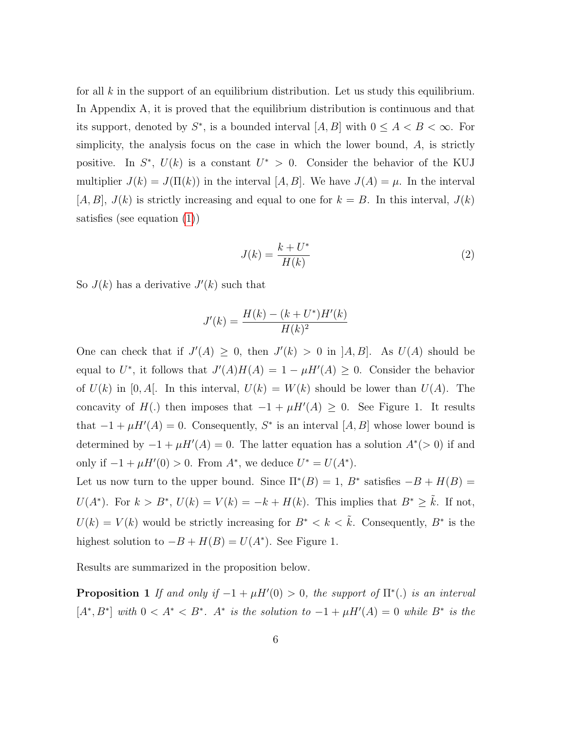for all $k$ in the support of an equilibrium distribution. Let us study this equilibrium. In Appendix A, it is proved that the equilibrium distribution is continuous and that its support, denoted by $S^*$, is a bounded interval $[A, B]$ with $0 \leq A < B < \infty$. For simplicity, the analysis focus on the case in which the lower bound, $A$, is strictly positive. In $S^*$, $U(k)$ is a constant $U^* > 0$. Consider the behavior of the KUJ multiplier $J(k) = J(\Pi(k))$ in the interval $[A, B]$. We have $J(A) = \mu$. In the interval $[A, B]$, $J(k)$ is strictly increasing and equal to one for $k = B$. In this interval, $J(k)$ satisfies (see equation (1))

$$J(k) = \frac{k + U^*}{H(k)} \tag{2}$$

So $J(k)$ has a derivative $J'(k)$ such that

$$J'(k) = \frac{H(k) - (k + U^*)H'(k)}{H(k)^2}$$

One can check that if $J'(A) \geq 0$, then $J'(k) > 0$ in $]A, B]$. As $U(A)$ should be equal to $U^*$, it follows that $J'(A)H(A) = 1 - \mu H'(A) \geq 0$. Consider the behavior of $U(k)$ in $[0, A[$. In this interval, $U(k) = W(k)$ should be lower than $U(A)$. The concavity of $H(.)$ then imposes that $-1 + \mu H'(A) \geq 0$. See Figure 1. It results that $-1 + \mu H'(A) = 0$. Consequently, $S^*$ is an interval $[A, B]$ whose lower bound is determined by $-1 + \mu H'(A) = 0$. The latter equation has a solution $A^*(> 0)$ if and only if $-1 + \mu H'(0) > 0$. From $A^*$, we deduce $U^* = U(A^*)$.

Let us now turn to the upper bound. Since $\Pi^*(B) = 1$, $B^*$ satisfies $-B + H(B) = U(A^*)$. For $k > B^*$, $U(k) = V(k) = -k + H(k)$. This implies that $B^* \geq \tilde{k}$. If not, $U(k) = V(k)$ would be strictly increasing for $B^* < k < \tilde{k}$. Consequently, $B^*$ is the highest solution to $-B + H(B) = U(A^*)$. See Figure 1.

Results are summarized in the proposition below.

**Proposition 1** *If and only if $-1 + \mu H'(0) > 0$, the support of $\Pi^*(.)$ is an interval $[A^*, B^*]$ with $0 < A^* < B^*$. $A^*$ is the solution to $-1 + \mu H'(A) = 0$ while $B^*$ is the*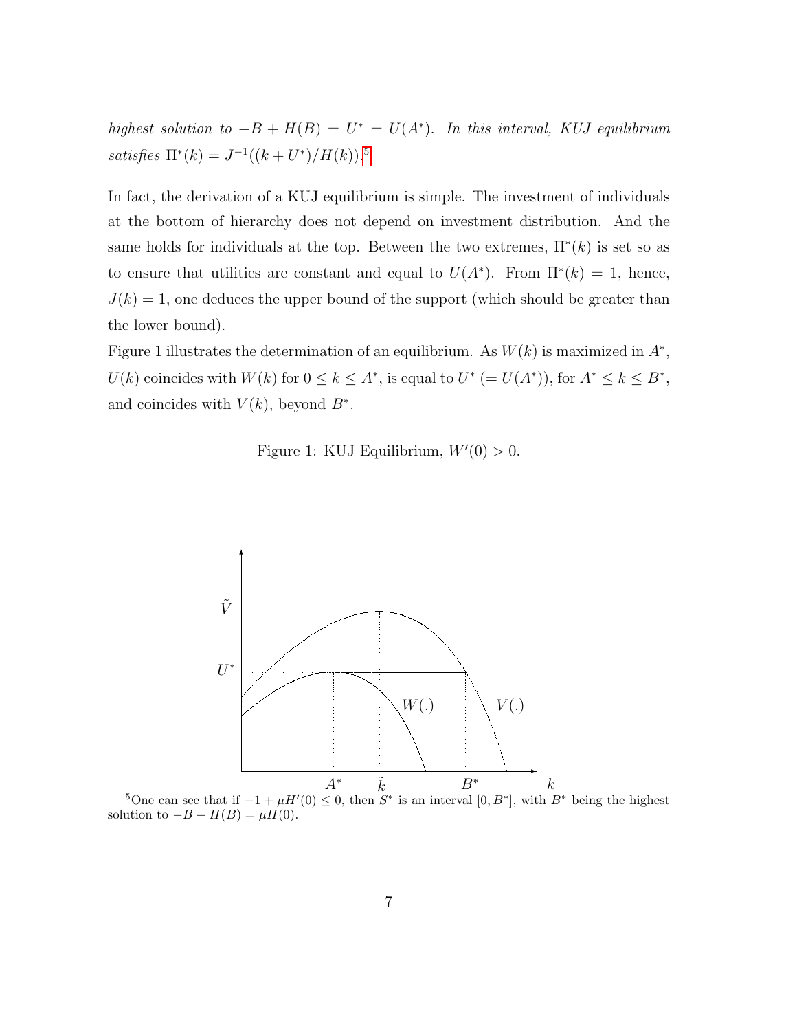*highest solution to* $-B + H(B) = U^* = U(A^*)$. *In this interval, KUJ equilibrium satisfies* $\Pi^*(k) = J^{-1}((k + U^*)/H(k))$.[5]

In fact, the derivation of a KUJ equilibrium is simple. The investment of individuals at the bottom of hierarchy does not depend on investment distribution. And the same holds for individuals at the top. Between the two extremes, $\Pi^*(k)$ is set so as to ensure that utilities are constant and equal to $U(A^*)$. From $\Pi^*(k) = 1$, hence, $J(k) = 1$, one deduces the upper bound of the support (which should be greater than the lower bound).

Figure 1 illustrates the determination of an equilibrium. As $W(k)$ is maximized in $A^*$, $U(k)$ coincides with $W(k)$ for $0 \leq k \leq A^*$, is equal to $U^*$ ($= U(A^*)$), for $A^* \leq k \leq B^*$, and coincides with $V(k)$, beyond $B^*$.

Figure 1: KUJ Equilibrium, $W'(0) > 0$.

[5] One can see that if $-1 + \mu H'(0) \leq 0$, then $S^*$ is an interval $[0, B^*]$, with $B^*$ being the highest solution to $-B + H(B) = \mu H(0)$.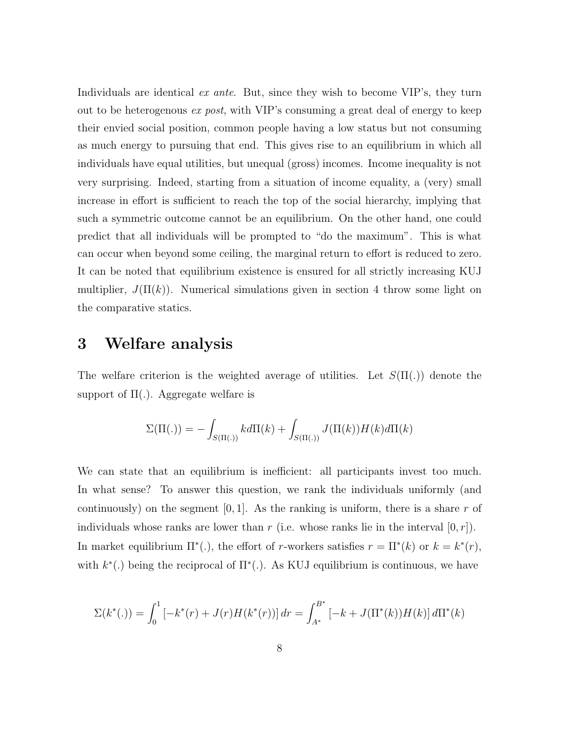Individuals are identical *ex ante*. But, since they wish to become VIP's, they turn out to be heterogenous *ex post*, with VIP's consuming a great deal of energy to keep their envied social position, common people having a low status but not consuming as much energy to pursuing that end. This gives rise to an equilibrium in which all individuals have equal utilities, but unequal (gross) incomes. Income inequality is not very surprising. Indeed, starting from a situation of income equality, a (very) small increase in effort is sufficient to reach the top of the social hierarchy, implying that such a symmetric outcome cannot be an equilibrium. On the other hand, one could predict that all individuals will be prompted to "do the maximum". This is what can occur when beyond some ceiling, the marginal return to effort is reduced to zero. It can be noted that equilibrium existence is ensured for all strictly increasing KUJ multiplier, $J(\Pi(k))$. Numerical simulations given in section 4 throw some light on the comparative statics.

# 3 Welfare analysis

The welfare criterion is the weighted average of utilities. Let $S(\Pi(.))$ denote the support of $\Pi(.)$. Aggregate welfare is

$$\Sigma(\Pi(.)) = -\int_{S(\Pi(.))} k d\Pi(k) + \int_{S(\Pi(.))} J(\Pi(k))H(k)d\Pi(k)$$

We can state that an equilibrium is inefficient: all participants invest too much. In what sense? To answer this question, we rank the individuals uniformly (and continuously) on the segment $[0, 1]$. As the ranking is uniform, there is a share $r$ of individuals whose ranks are lower than $r$ (i.e. whose ranks lie in the interval $[0, r]$). In market equilibrium $\Pi^*(.)$, the effort of $r$-workers satisfies $r = \Pi^*(k)$ or $k = k^*(r)$, with $k^*(.)$ being the reciprocal of $\Pi^*(.)$. As KUJ equilibrium is continuous, we have

$$\Sigma(k^*(.)) = \int_0^1 \left[-k^*(r) + J(r)H(k^*(r))\right] dr = \int_{A^*}^{B^*} \left[-k + J(\Pi^*(k))H(k)\right] d\Pi^*(k)$$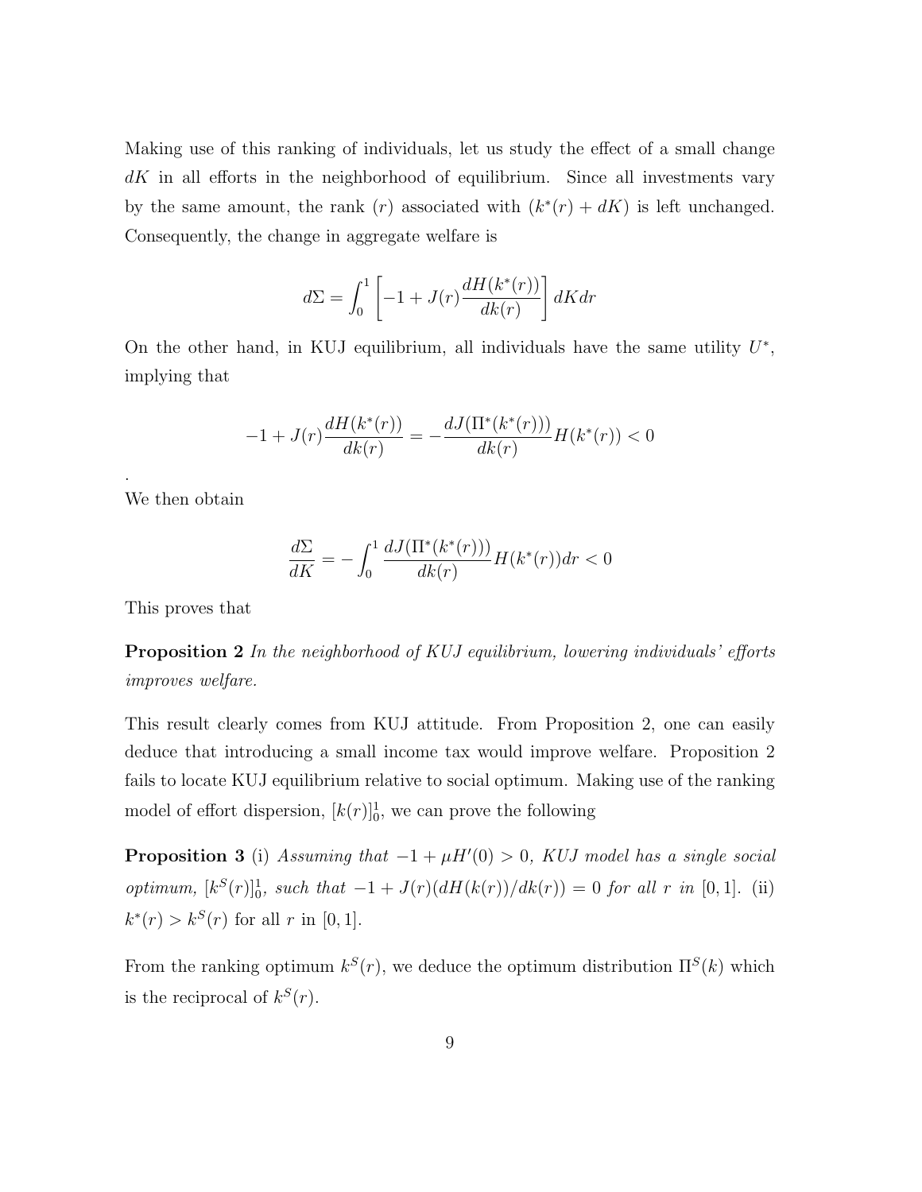Making use of this ranking of individuals, let us study the effect of a small change $dK$ in all efforts in the neighborhood of equilibrium. Since all investments vary by the same amount, the rank $(r)$ associated with $(k^*(r) + dK)$ is left unchanged. Consequently, the change in aggregate welfare is

$$d\Sigma = \int_0^1 \left[ -1 + J(r) \frac{dH(k^*(r))}{dk(r)} \right] dK dr$$

On the other hand, in KUJ equilibrium, all individuals have the same utility $U^*$, implying that

$$-1 + J(r) \frac{dH(k^*(r))}{dk(r)} = -\frac{dJ(\Pi^*(k^*(r)))}{dk(r)} H(k^*(r)) < 0$$

.

We then obtain

$$\frac{d\Sigma}{dK} = -\int_0^1 \frac{dJ(\Pi^*(k^*(r)))}{dk(r)} H(k^*(r)) dr < 0$$

This proves that

**Proposition 2** *In the neighborhood of KUJ equilibrium, lowering individuals' efforts improves welfare.*

This result clearly comes from KUJ attitude. From Proposition 2, one can easily deduce that introducing a small income tax would improve welfare. Proposition 2 fails to locate KUJ equilibrium relative to social optimum. Making use of the ranking model of effort dispersion, $[k(r)]_0^1$, we can prove the following

**Proposition 3** (i) *Assuming that $-1 + \mu H'(0) > 0$, KUJ model has a single social optimum, $[k^S(r)]_0^1$, such that $-1 + J(r)(dH(k(r))/dk(r)) = 0$ for all $r$ in $[0, 1]$.* (ii) $k^*(r) > k^S(r)$ for all $r$ in $[0, 1]$.

From the ranking optimum $k^S(r)$, we deduce the optimum distribution $\Pi^S(k)$ which is the reciprocal of $k^S(r)$.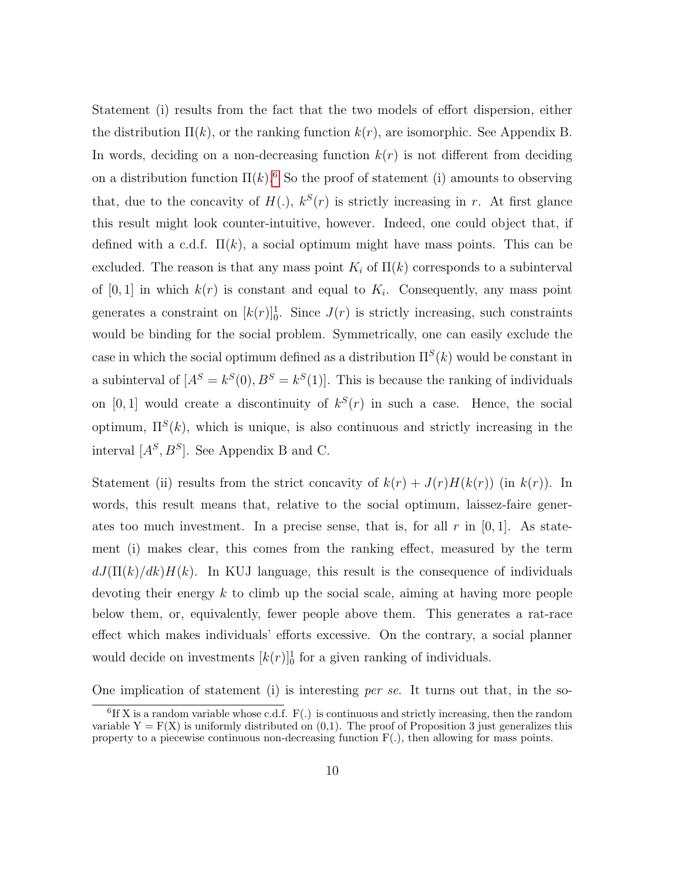Statement (i) results from the fact that the two models of effort dispersion, either the distribution $\Pi(k)$, or the ranking function $k(r)$, are isomorphic. See Appendix B. In words, deciding on a non-decreasing function $k(r)$ is not different from deciding on a distribution function $\Pi(k)$.[6] So the proof of statement (i) amounts to observing that, due to the concavity of $H(.)$, $k^S(r)$ is strictly increasing in $r$. At first glance this result might look counter-intuitive, however. Indeed, one could object that, if defined with a c.d.f. $\Pi(k)$, a social optimum might have mass points. This can be excluded. The reason is that any mass point $K_i$ of $\Pi(k)$ corresponds to a subinterval of $[0, 1]$ in which $k(r)$ is constant and equal to $K_i$. Consequently, any mass point generates a constraint on $[k(r)]_0^1$. Since $J(r)$ is strictly increasing, such constraints would be binding for the social problem. Symmetrically, one can easily exclude the case in which the social optimum defined as a distribution $\Pi^S(k)$ would be constant in a subinterval of $[A^S = k^S(0), B^S = k^S(1)]$. This is because the ranking of individuals on $[0, 1]$ would create a discontinuity of $k^S(r)$ in such a case. Hence, the social optimum, $\Pi^S(k)$, which is unique, is also continuous and strictly increasing in the interval $[A^S, B^S]$. See Appendix B and C.

Statement (ii) results from the strict concavity of $k(r) + J(r)H(k(r))$ (in $k(r)$). In words, this result means that, relative to the social optimum, laissez-faire generates too much investment. In a precise sense, that is, for all $r$ in $[0, 1]$. As statement (i) makes clear, this comes from the ranking effect, measured by the term $dJ(\Pi(k)/dk)H(k)$. In KUJ language, this result is the consequence of individuals devoting their energy $k$ to climb up the social scale, aiming at having more people below them, or, equivalently, fewer people above them. This generates a rat-race effect which makes individuals' efforts excessive. On the contrary, a social planner would decide on investments $[k(r)]_0^1$ for a given ranking of individuals.

One implication of statement (i) is interesting *per se*. It turns out that, in the so-

[6] If X is a random variable whose c.d.f. F(.) is continuous and strictly increasing, then the random variable Y = F(X) is uniformly distributed on (0,1). The proof of Proposition 3 just generalizes this property to a piecewise continuous non-decreasing function F(.), then allowing for mass points.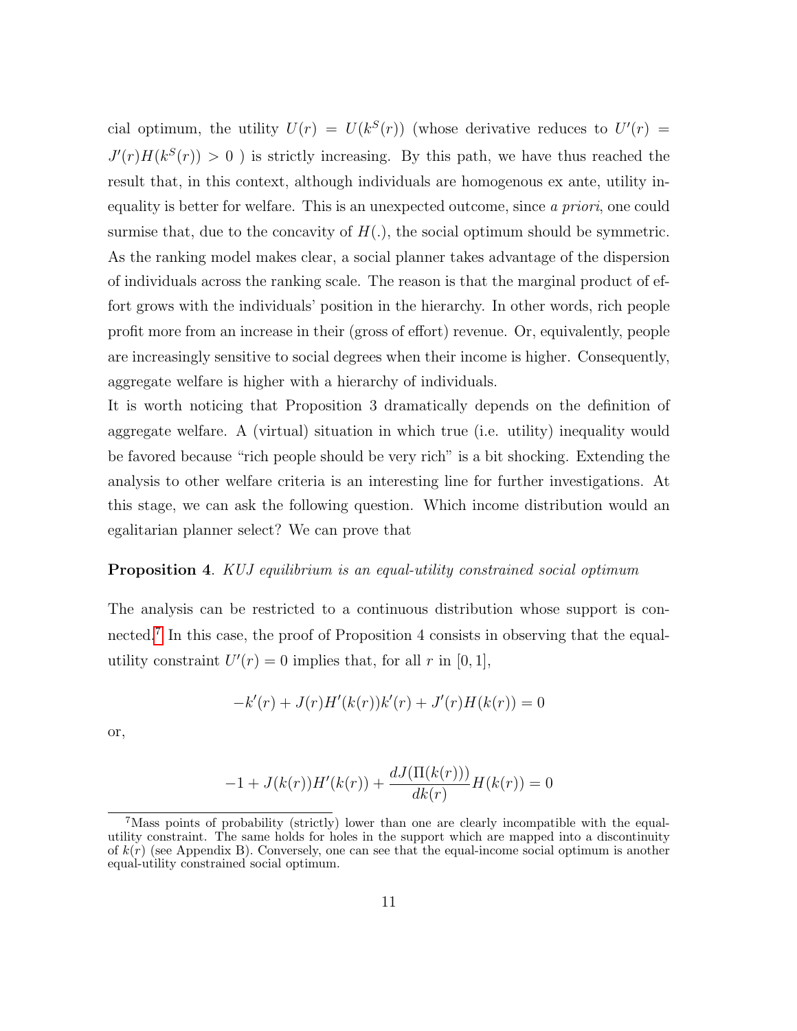cial optimum, the utility $U(r) = U(k^S(r))$ (whose derivative reduces to $U'(r) = J'(r)H(k^S(r)) > 0$ ) is strictly increasing. By this path, we have thus reached the result that, in this context, although individuals are homogenous ex ante, utility inequality is better for welfare. This is an unexpected outcome, since *a priori*, one could surmise that, due to the concavity of $H(.)$, the social optimum should be symmetric. As the ranking model makes clear, a social planner takes advantage of the dispersion of individuals across the ranking scale. The reason is that the marginal product of effort grows with the individuals' position in the hierarchy. In other words, rich people profit more from an increase in their (gross of effort) revenue. Or, equivalently, people are increasingly sensitive to social degrees when their income is higher. Consequently, aggregate welfare is higher with a hierarchy of individuals.

It is worth noticing that Proposition 3 dramatically depends on the definition of aggregate welfare. A (virtual) situation in which true (i.e. utility) inequality would be favored because "rich people should be very rich" is a bit shocking. Extending the analysis to other welfare criteria is an interesting line for further investigations. At this stage, we can ask the following question. Which income distribution would an egalitarian planner select? We can prove that

**Proposition 4**. *KUJ equilibrium is an equal-utility constrained social optimum*

The analysis can be restricted to a continuous distribution whose support is connected.[7] In this case, the proof of Proposition 4 consists in observing that the equal-utility constraint $U'(r) = 0$ implies that, for all $r$ in $[0, 1]$,

$$-k'(r) + J(r)H'(k(r))k'(r) + J'(r)H(k(r)) = 0$$

or,

$$-1 + J(k(r))H'(k(r)) + \frac{dJ(\Pi(k(r)))}{dk(r)}H(k(r)) = 0$$

[7] Mass points of probability (strictly) lower than one are clearly incompatible with the equal-utility constraint. The same holds for holes in the support which are mapped into a discontinuity of $k(r)$ (see Appendix B). Conversely, one can see that the equal-income social optimum is another equal-utility constrained social optimum.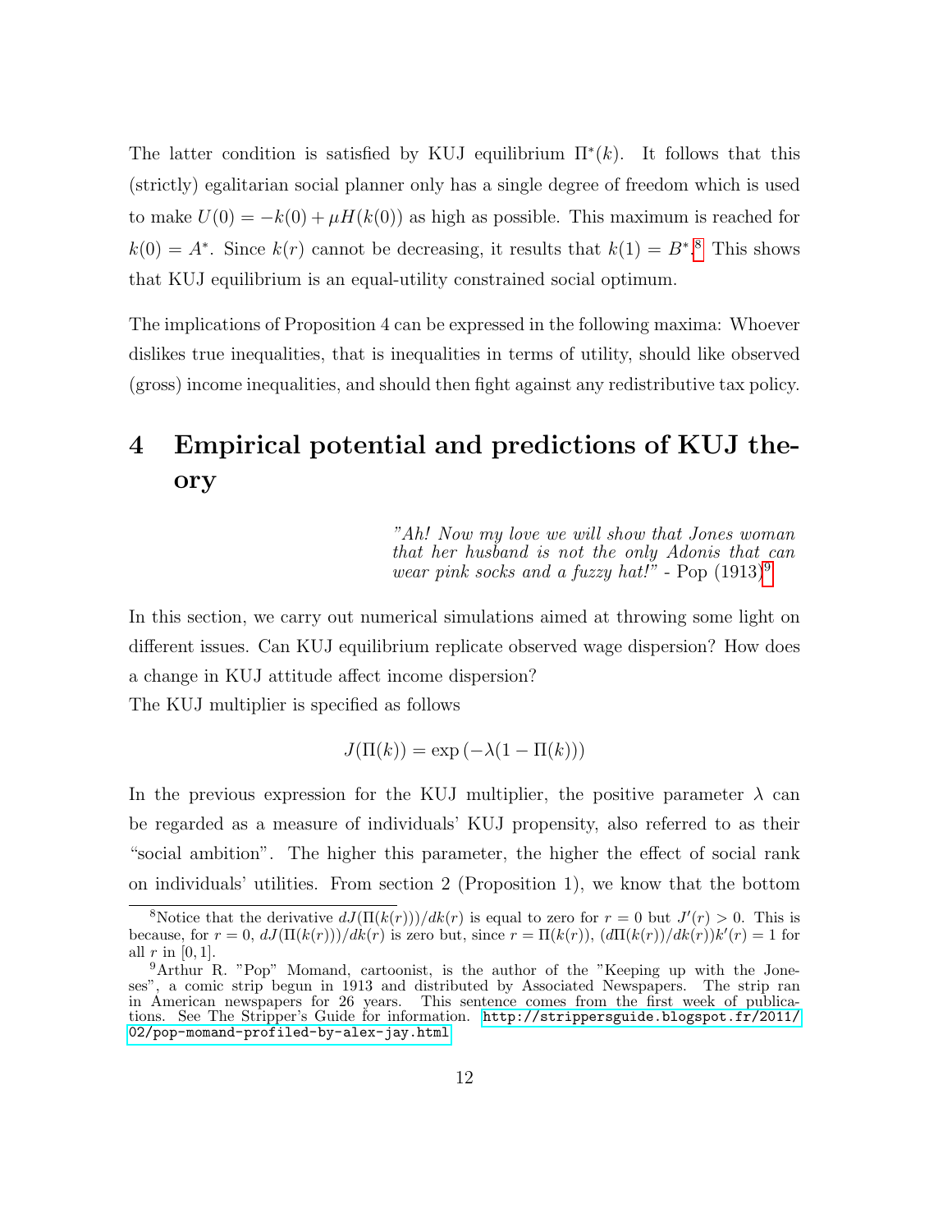The latter condition is satisfied by KUJ equilibrium $\Pi^*(k)$. It follows that this (strictly) egalitarian social planner only has a single degree of freedom which is used to make $U(0) = -k(0) + \mu H(k(0))$ as high as possible. This maximum is reached for $k(0) = A^*$. Since $k(r)$ cannot be decreasing, it results that $k(1) = B^*$.[8] This shows that KUJ equilibrium is an equal-utility constrained social optimum.

The implications of Proposition 4 can be expressed in the following maxima: Whoever dislikes true inequalities, that is inequalities in terms of utility, should like observed (gross) income inequalities, and should then fight against any redistributive tax policy.

# 4 Empirical potential and predictions of KUJ theory

> *"Ah! Now my love we will show that Jones woman that her husband is not the only Adonis that can wear pink socks and a fuzzy hat!"* - Pop (1913)[9]

In this section, we carry out numerical simulations aimed at throwing some light on different issues. Can KUJ equilibrium replicate observed wage dispersion? How does a change in KUJ attitude affect income dispersion?

The KUJ multiplier is specified as follows

$$J(\Pi(k)) = \exp\left(-\lambda(1 - \Pi(k))\right)$$

In the previous expression for the KUJ multiplier, the positive parameter $\lambda$ can be regarded as a measure of individuals' KUJ propensity, also referred to as their "social ambition". The higher this parameter, the higher the effect of social rank on individuals' utilities. From section 2 (Proposition 1), we know that the bottom

---

[8] Notice that the derivative $dJ(\Pi(k(r)))/dk(r)$ is equal to zero for $r = 0$ but $J'(r) > 0$. This is because, for $r = 0$, $dJ(\Pi(k(r)))/dk(r)$ is zero but, since $r = \Pi(k(r))$, $(d\Pi(k(r))/dk(r))k'(r) = 1$ for all $r$ in $[0, 1]$.

[9] Arthur R. "Pop" Momand, cartoonist, is the author of the "Keeping up with the Joneses", a comic strip begun in 1913 and distributed by Associated Newspapers. The strip ran in American newspapers for 26 years. This sentence comes from the first week of publications. See The Stripper's Guide for information. http://strippersguide.blogspot.fr/2011/02/pop-momand-profiled-by-alex-jay.html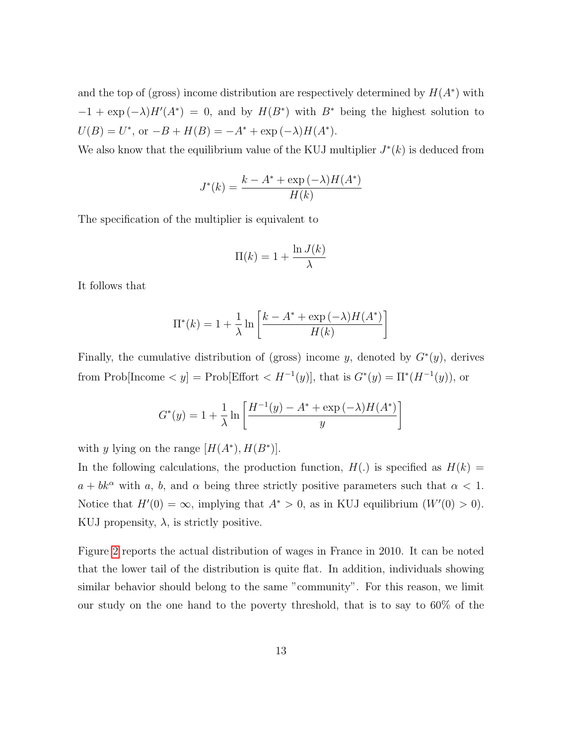and the top of (gross) income distribution are respectively determined by $H(A^*)$ with $-1 + \exp(-\lambda)H'(A^*) = 0$, and by $H(B^*)$ with $B^*$ being the highest solution to $U(B) = U^*$, or $-B + H(B) = -A^* + \exp(-\lambda)H(A^*)$.

We also know that the equilibrium value of the KUJ multiplier $J^*(k)$ is deduced from

$$J^*(k) = \frac{k - A^* + \exp(-\lambda)H(A^*)}{H(k)}$$

The specification of the multiplier is equivalent to

$$\Pi(k) = 1 + \frac{\ln J(k)}{\lambda}$$

It follows that

$$\Pi^*(k) = 1 + \frac{1}{\lambda} \ln \left[ \frac{k - A^* + \exp(-\lambda)H(A^*)}{H(k)} \right]$$

Finally, the cumulative distribution of (gross) income $y$, denoted by $G^*(y)$, derives from Prob[Income $< y$] = Prob[Effort $< H^{-1}(y)$], that is $G^*(y) = \Pi^*(H^{-1}(y))$, or

$$G^*(y) = 1 + \frac{1}{\lambda} \ln \left[ \frac{H^{-1}(y) - A^* + \exp(-\lambda)H(A^*)}{y} \right]$$

with $y$ lying on the range $[H(A^*), H(B^*)]$.

In the following calculations, the production function, $H(.)$ is specified as $H(k) = a + bk^{\alpha}$ with $a$, $b$, and $\alpha$ being three strictly positive parameters such that $\alpha < 1$. Notice that $H'(0) = \infty$, implying that $A^* > 0$, as in KUJ equilibrium ($W'(0) > 0$). KUJ propensity, $\lambda$, is strictly positive.

Figure 2 reports the actual distribution of wages in France in 2010. It can be noted that the lower tail of the distribution is quite flat. In addition, individuals showing similar behavior should belong to the same "community". For this reason, we limit our study on the one hand to the poverty threshold, that is to say to 60% of the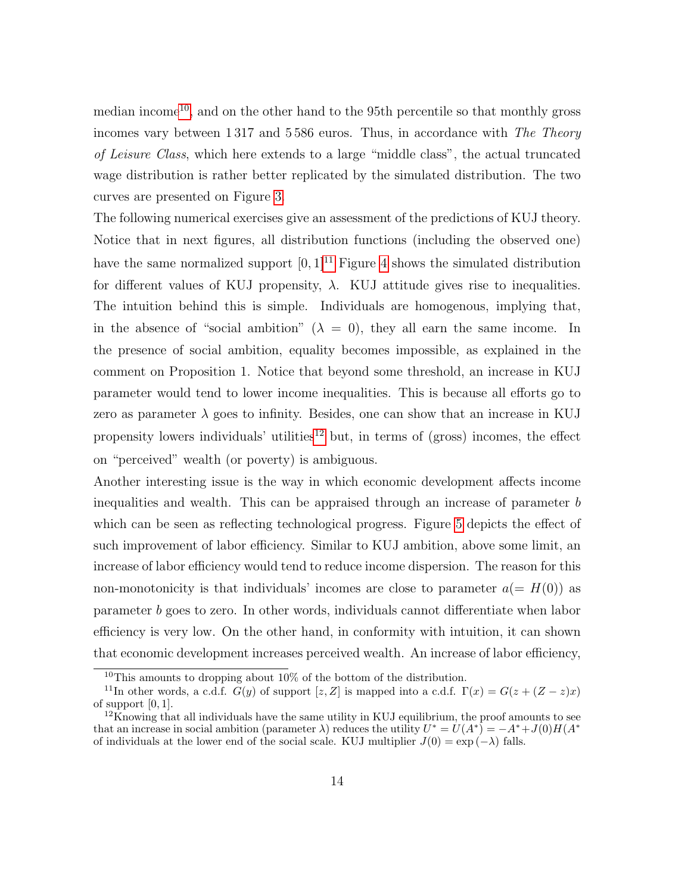median income[10], and on the other hand to the 95th percentile so that monthly gross incomes vary between 1 317 and 5 586 euros. Thus, in accordance with *The Theory of Leisure Class*, which here extends to a large "middle class", the actual truncated wage distribution is rather better replicated by the simulated distribution. The two curves are presented on Figure 3.

The following numerical exercises give an assessment of the predictions of KUJ theory. Notice that in next figures, all distribution functions (including the observed one) have the same normalized support $[0, 1]$[11] Figure 4 shows the simulated distribution for different values of KUJ propensity, $\lambda$. KUJ attitude gives rise to inequalities. The intuition behind this is simple. Individuals are homogenous, implying that, in the absence of "social ambition" ($\lambda = 0$), they all earn the same income. In the presence of social ambition, equality becomes impossible, as explained in the comment on Proposition 1. Notice that beyond some threshold, an increase in KUJ parameter would tend to lower income inequalities. This is because all efforts go to zero as parameter $\lambda$ goes to infinity. Besides, one can show that an increase in KUJ propensity lowers individuals' utilities[12] but, in terms of (gross) incomes, the effect on "perceived" wealth (or poverty) is ambiguous.

Another interesting issue is the way in which economic development affects income inequalities and wealth. This can be appraised through an increase of parameter $b$ which can be seen as reflecting technological progress. Figure 5 depicts the effect of such improvement of labor efficiency. Similar to KUJ ambition, above some limit, an increase of labor efficiency would tend to reduce income dispersion. The reason for this non-monotonicity is that individuals' incomes are close to parameter $a (= H(0))$ as parameter $b$ goes to zero. In other words, individuals cannot differentiate when labor efficiency is very low. On the other hand, in conformity with intuition, it can shown that economic development increases perceived wealth. An increase of labor efficiency,

---

[10] This amounts to dropping about 10% of the bottom of the distribution.

[11] In other words, a c.d.f. $G(y)$ of support $[z, Z]$ is mapped into a c.d.f. $\Gamma(x) = G(z + (Z - z)x)$ of support $[0, 1]$.

[12] Knowing that all individuals have the same utility in KUJ equilibrium, the proof amounts to see that an increase in social ambition (parameter $\lambda$) reduces the utility $U^* = U(A^*) = -A^* + J(0)H(A^*$ of individuals at the lower end of the social scale. KUJ multiplier $J(0) = \exp(-\lambda)$ falls.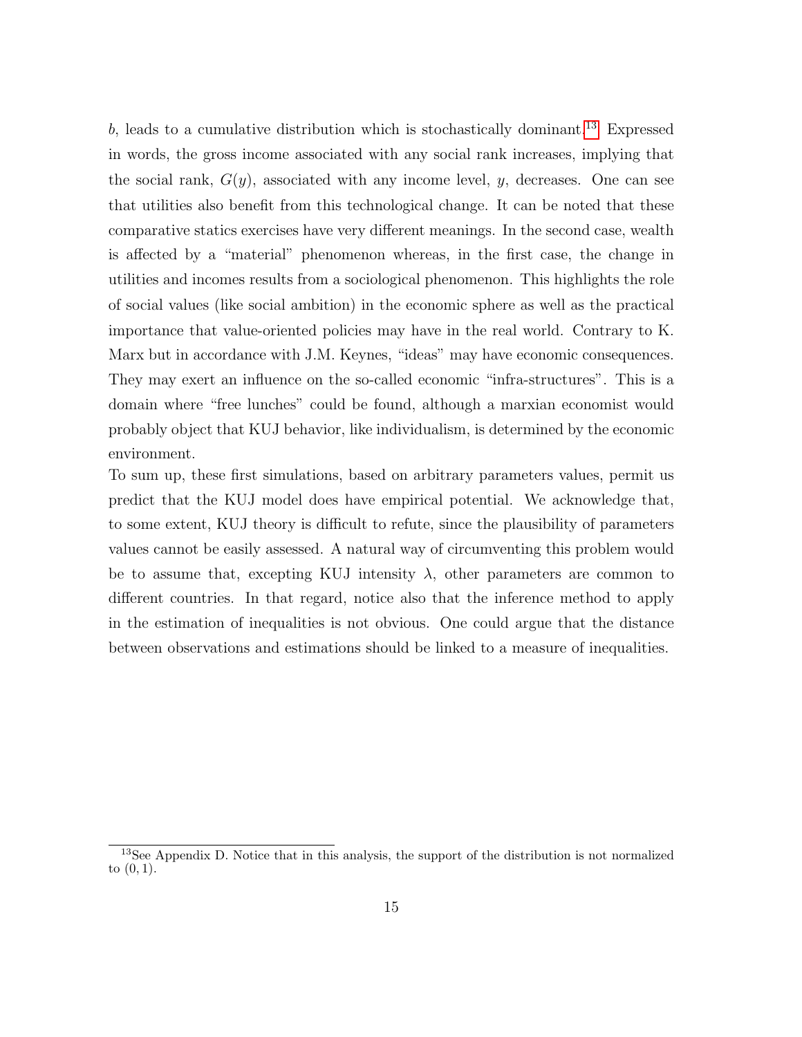$b$, leads to a cumulative distribution which is stochastically dominant.[13] Expressed in words, the gross income associated with any social rank increases, implying that the social rank, $G(y)$, associated with any income level, $y$, decreases. One can see that utilities also benefit from this technological change. It can be noted that these comparative statics exercises have very different meanings. In the second case, wealth is affected by a "material" phenomenon whereas, in the first case, the change in utilities and incomes results from a sociological phenomenon. This highlights the role of social values (like social ambition) in the economic sphere as well as the practical importance that value-oriented policies may have in the real world. Contrary to K. Marx but in accordance with J.M. Keynes, "ideas" may have economic consequences. They may exert an influence on the so-called economic "infra-structures". This is a domain where "free lunches" could be found, although a marxian economist would probably object that KUJ behavior, like individualism, is determined by the economic environment.

To sum up, these first simulations, based on arbitrary parameters values, permit us predict that the KUJ model does have empirical potential. We acknowledge that, to some extent, KUJ theory is difficult to refute, since the plausibility of parameters values cannot be easily assessed. A natural way of circumventing this problem would be to assume that, excepting KUJ intensity $\lambda$, other parameters are common to different countries. In that regard, notice also that the inference method to apply in the estimation of inequalities is not obvious. One could argue that the distance between observations and estimations should be linked to a measure of inequalities.

[13] See Appendix D. Notice that in this analysis, the support of the distribution is not normalized to $(0, 1)$.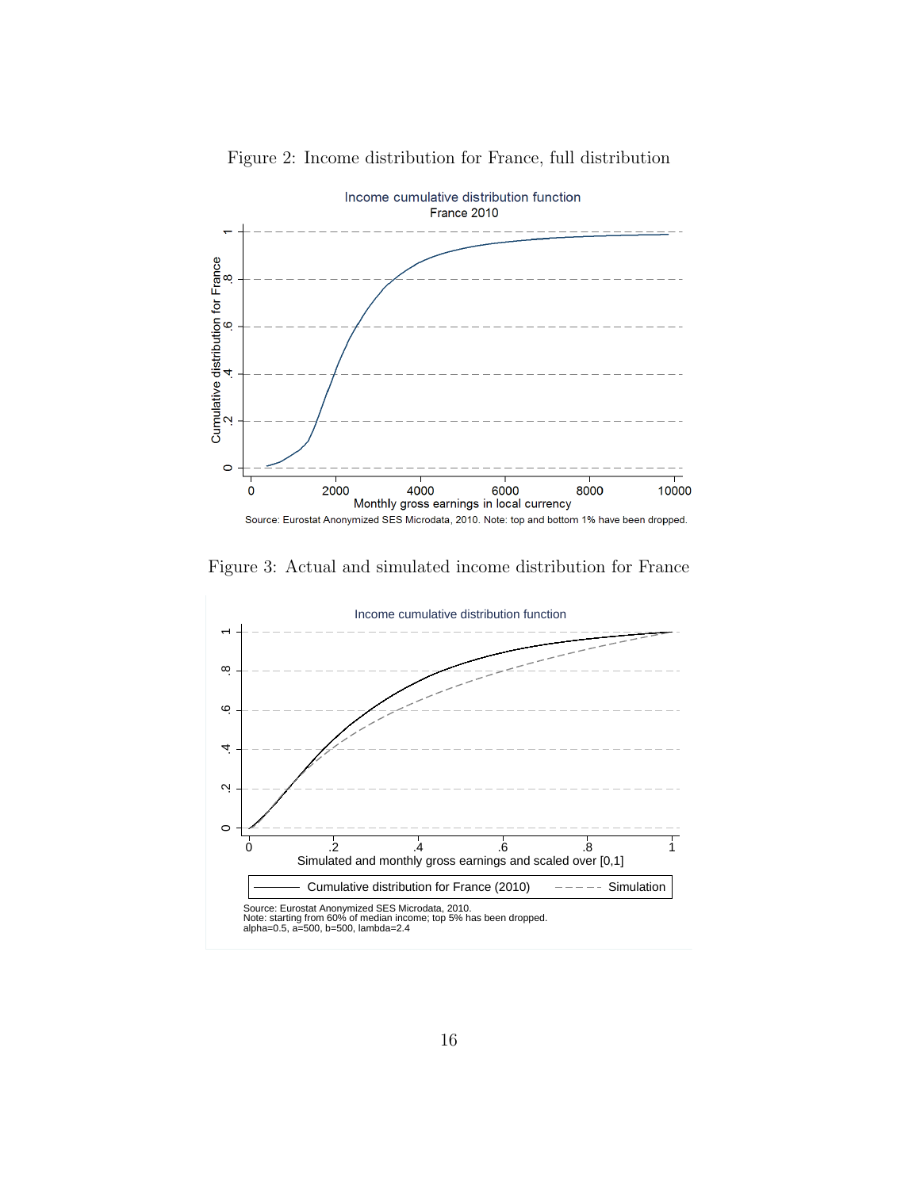Figure 2: Income distribution for France, full distribution

Figure 3: Actual and simulated income distribution for France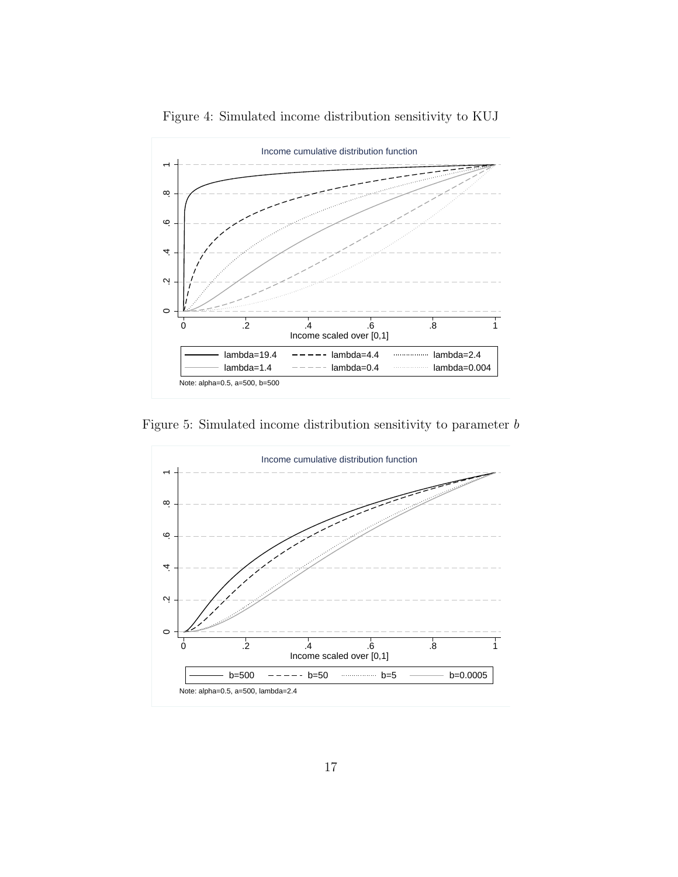Figure 4: Simulated income distribution sensitivity to KUJ

Figure 5: Simulated income distribution sensitivity to parameter $b$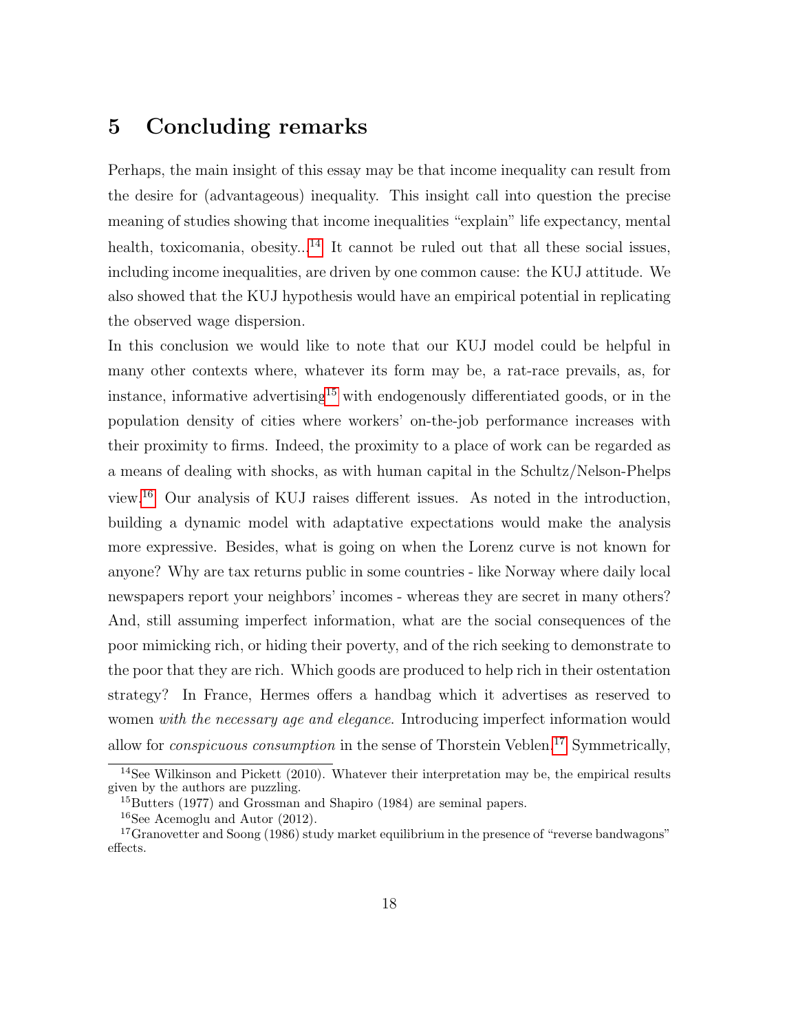## 5 Concluding remarks

Perhaps, the main insight of this essay may be that income inequality can result from the desire for (advantageous) inequality. This insight call into question the precise meaning of studies showing that income inequalities "explain" life expectancy, mental health, toxicomania, obesity...[14] It cannot be ruled out that all these social issues, including income inequalities, are driven by one common cause: the KUJ attitude. We also showed that the KUJ hypothesis would have an empirical potential in replicating the observed wage dispersion.

In this conclusion we would like to note that our KUJ model could be helpful in many other contexts where, whatever its form may be, a rat-race prevails, as, for instance, informative advertising[15] with endogenously differentiated goods, or in the population density of cities where workers' on-the-job performance increases with their proximity to firms. Indeed, the proximity to a place of work can be regarded as a means of dealing with shocks, as with human capital in the Schultz/Nelson-Phelps view.[16] Our analysis of KUJ raises different issues. As noted in the introduction, building a dynamic model with adaptative expectations would make the analysis more expressive. Besides, what is going on when the Lorenz curve is not known for anyone? Why are tax returns public in some countries - like Norway where daily local newspapers report your neighbors' incomes - whereas they are secret in many others? And, still assuming imperfect information, what are the social consequences of the poor mimicking rich, or hiding their poverty, and of the rich seeking to demonstrate to the poor that they are rich. Which goods are produced to help rich in their ostentation strategy? In France, Hermes offers a handbag which it advertises as reserved to women *with the necessary age and elegance*. Introducing imperfect information would allow for *conspicuous consumption* in the sense of Thorstein Veblen.[17] Symmetrically,

---

[14] See Wilkinson and Pickett (2010). Whatever their interpretation may be, the empirical results given by the authors are puzzling.

[15] Butters (1977) and Grossman and Shapiro (1984) are seminal papers.

[16] See Acemoglu and Autor (2012).

[17] Granovetter and Soong (1986) study market equilibrium in the presence of "reverse bandwagons" effects.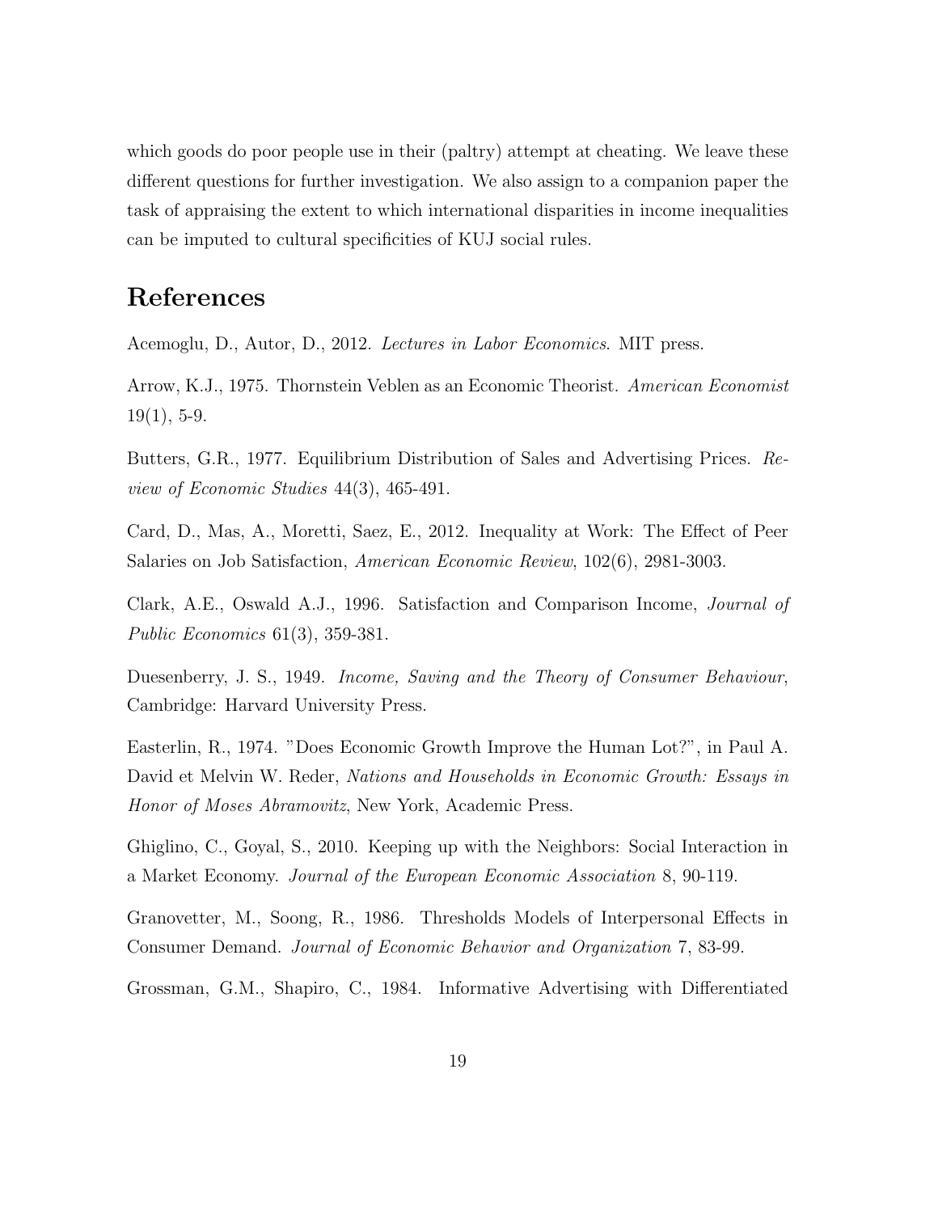which goods do poor people use in their (paltry) attempt at cheating. We leave these different questions for further investigation. We also assign to a companion paper the task of appraising the extent to which international disparities in income inequalities can be imputed to cultural specificities of KUJ social rules.

# References

Acemoglu, D., Autor, D., 2012. *Lectures in Labor Economics*. MIT press.

Arrow, K.J., 1975. Thornstein Veblen as an Economic Theorist. *American Economist* 19(1), 5-9.

Butters, G.R., 1977. Equilibrium Distribution of Sales and Advertising Prices. *Review of Economic Studies* 44(3), 465-491.

Card, D., Mas, A., Moretti, Saez, E., 2012. Inequality at Work: The Effect of Peer Salaries on Job Satisfaction, *American Economic Review*, 102(6), 2981-3003.

Clark, A.E., Oswald A.J., 1996. Satisfaction and Comparison Income, *Journal of Public Economics* 61(3), 359-381.

Duesenberry, J. S., 1949. *Income, Saving and the Theory of Consumer Behaviour*, Cambridge: Harvard University Press.

Easterlin, R., 1974. "Does Economic Growth Improve the Human Lot?", in Paul A. David et Melvin W. Reder, *Nations and Households in Economic Growth: Essays in Honor of Moses Abramovitz*, New York, Academic Press.

Ghiglino, C., Goyal, S., 2010. Keeping up with the Neighbors: Social Interaction in a Market Economy. *Journal of the European Economic Association* 8, 90-119.

Granovetter, M., Soong, R., 1986. Thresholds Models of Interpersonal Effects in Consumer Demand. *Journal of Economic Behavior and Organization* 7, 83-99.

Grossman, G.M., Shapiro, C., 1984. Informative Advertising with Differentiated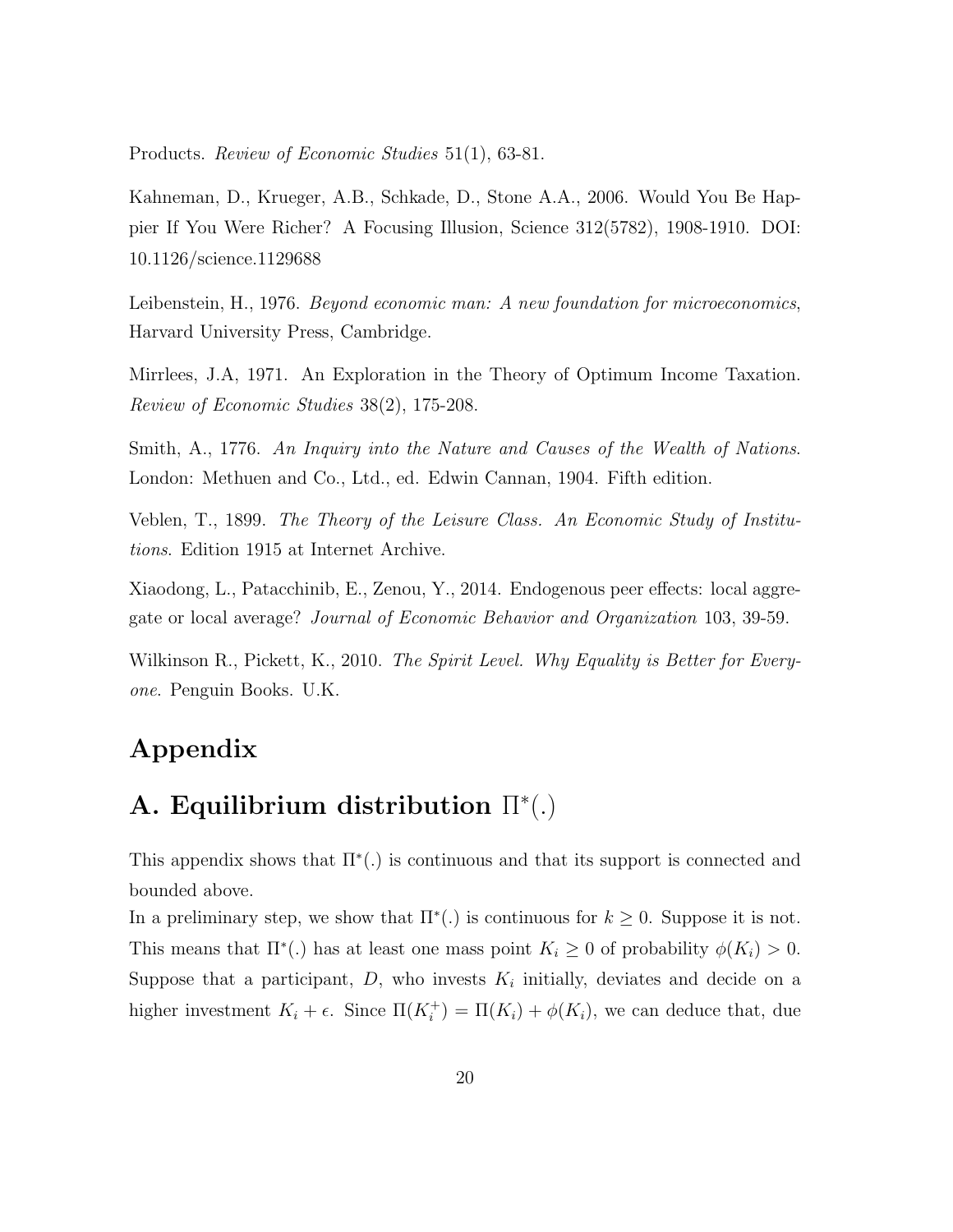Products. *Review of Economic Studies* 51(1), 63-81.

Kahneman, D., Krueger, A.B., Schkade, D., Stone A.A., 2006. Would You Be Happier If You Were Richer? A Focusing Illusion, Science 312(5782), 1908-1910. DOI: 10.1126/science.1129688

Leibenstein, H., 1976. *Beyond economic man: A new foundation for microeconomics*, Harvard University Press, Cambridge.

Mirrlees, J.A, 1971. An Exploration in the Theory of Optimum Income Taxation. *Review of Economic Studies* 38(2), 175-208.

Smith, A., 1776. *An Inquiry into the Nature and Causes of the Wealth of Nations*. London: Methuen and Co., Ltd., ed. Edwin Cannan, 1904. Fifth edition.

Veblen, T., 1899. *The Theory of the Leisure Class. An Economic Study of Institutions*. Edition 1915 at Internet Archive.

Xiaodong, L., Patacchinib, E., Zenou, Y., 2014. Endogenous peer effects: local aggregate or local average? *Journal of Economic Behavior and Organization* 103, 39-59.

Wilkinson R., Pickett, K., 2010. *The Spirit Level. Why Equality is Better for Everyone*. Penguin Books. U.K.

# Appendix

## A. Equilibrium distribution $\Pi^*(.)$

This appendix shows that $\Pi^*(.)$ is continuous and that its support is connected and bounded above.

In a preliminary step, we show that $\Pi^*(.)$ is continuous for $k \geq 0$. Suppose it is not. This means that $\Pi^*(.)$ has at least one mass point $K_i \geq 0$ of probability $\phi(K_i) > 0$. Suppose that a participant, $D$, who invests $K_i$ initially, deviates and decide on a higher investment $K_i + \epsilon$. Since $\Pi(K_i^+) = \Pi(K_i) + \phi(K_i)$, we can deduce that, due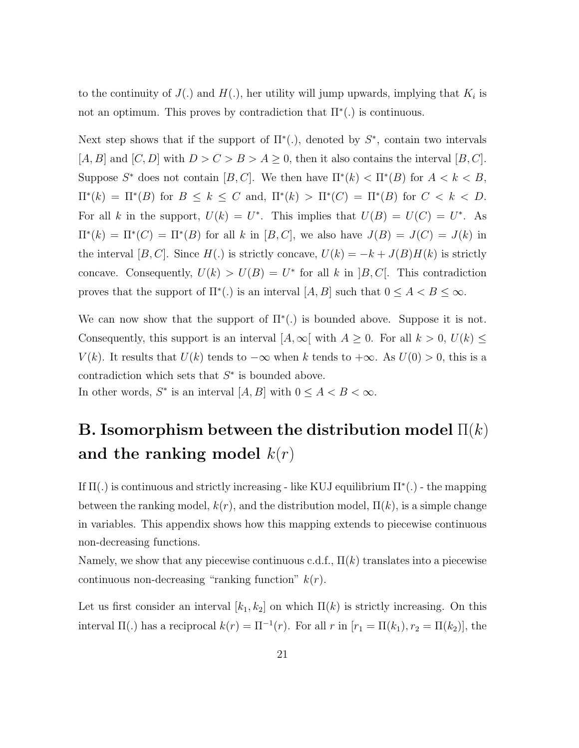to the continuity of $J(.)$ and $H(.)$, her utility will jump upwards, implying that $K_i$ is not an optimum. This proves by contradiction that $\Pi^*(.)$ is continuous.

Next step shows that if the support of $\Pi^*(.)$, denoted by $S^*$, contain two intervals $[A, B]$ and $[C, D]$ with $D > C > B > A \geq 0$, then it also contains the interval $[B, C]$. Suppose $S^*$ does not contain $[B, C]$. We then have $\Pi^*(k) < \Pi^*(B)$ for $A < k < B$, $\Pi^*(k) = \Pi^*(B)$ for $B \leq k \leq C$ and, $\Pi^*(k) > \Pi^*(C) = \Pi^*(B)$ for $C < k < D$. For all $k$ in the support, $U(k) = U^*$. This implies that $U(B) = U(C) = U^*$. As $\Pi^*(k) = \Pi^*(C) = \Pi^*(B)$ for all $k$ in $[B, C]$, we also have $J(B) = J(C) = J(k)$ in the interval $[B, C]$. Since $H(.)$ is strictly concave, $U(k) = -k + J(B)H(k)$ is strictly concave. Consequently, $U(k) > U(B) = U^*$ for all $k$ in $]B, C[$. This contradiction proves that the support of $\Pi^*(.)$ is an interval $[A, B]$ such that $0 \leq A < B \leq \infty$.

We can now show that the support of $\Pi^*(.)$ is bounded above. Suppose it is not. Consequently, this support is an interval $[A, \infty[$ with $A \geq 0$. For all $k > 0$, $U(k) \leq V(k)$. It results that $U(k)$ tends to $-\infty$ when $k$ tends to $+\infty$. As $U(0) > 0$, this is a contradiction which sets that $S^*$ is bounded above.
In other words, $S^*$ is an interval $[A, B]$ with $0 \leq A < B < \infty$.

# B. Isomorphism between the distribution model $\Pi(k)$ and the ranking model $k(r)$

If $\Pi(.)$ is continuous and strictly increasing - like KUJ equilibrium $\Pi^*(.)$ - the mapping between the ranking model, $k(r)$, and the distribution model, $\Pi(k)$, is a simple change in variables. This appendix shows how this mapping extends to piecewise continuous non-decreasing functions.
Namely, we show that any piecewise continuous c.d.f., $\Pi(k)$ translates into a piecewise continuous non-decreasing "ranking function" $k(r)$.

Let us first consider an interval $[k_1, k_2]$ on which $\Pi(k)$ is strictly increasing. On this interval $\Pi(.)$ has a reciprocal $k(r) = \Pi^{-1}(r)$. For all $r$ in $[r_1 = \Pi(k_1), r_2 = \Pi(k_2)]$, the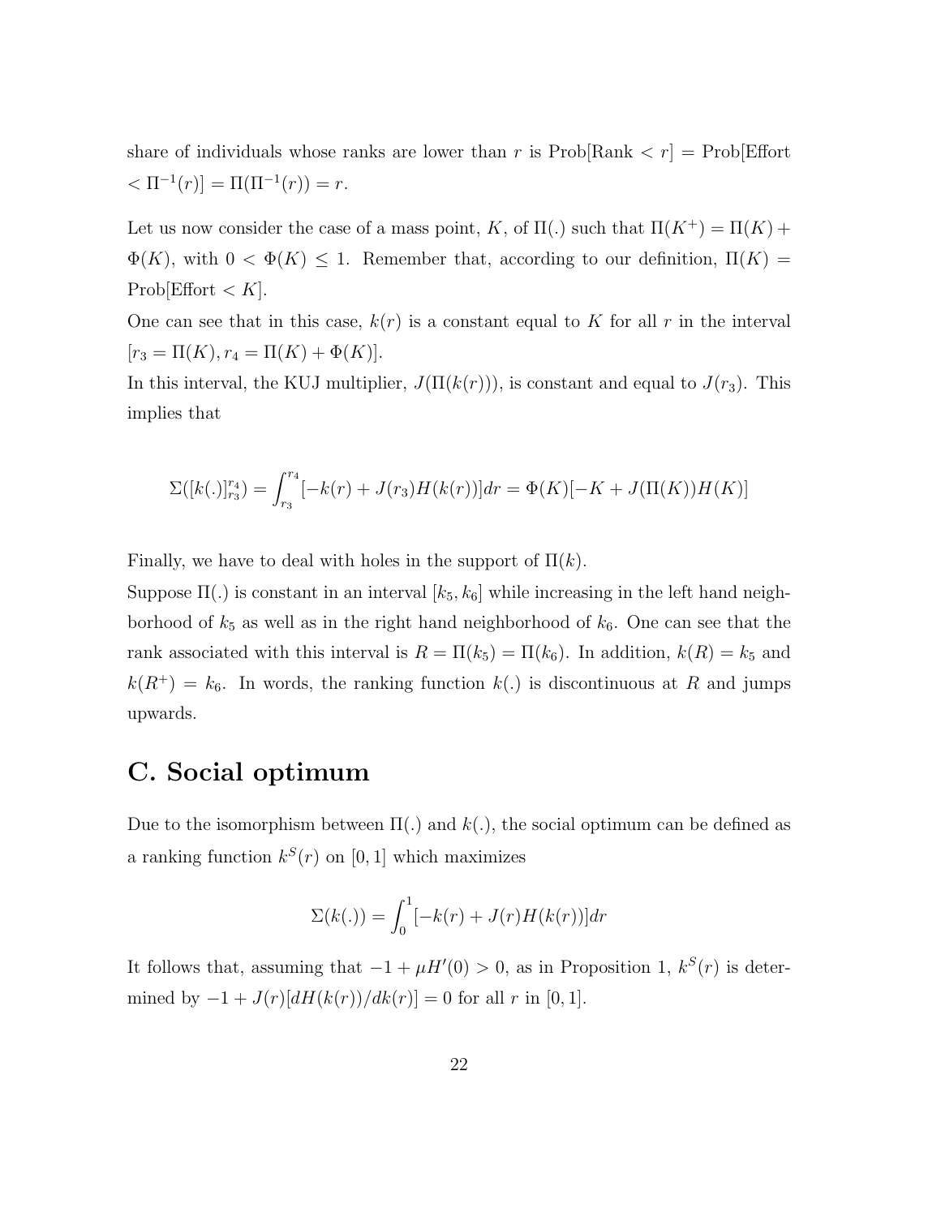share of individuals whose ranks are lower than $r$ is Prob[Rank $< r$] = Prob[Effort $< \Pi^{-1}(r)$] $= \Pi(\Pi^{-1}(r)) = r$.

Let us now consider the case of a mass point, $K$, of $\Pi(.)$ such that $\Pi(K^+) = \Pi(K) + \Phi(K)$, with $0 < \Phi(K) \leq 1$. Remember that, according to our definition, $\Pi(K) =$ Prob[Effort $< K$].

One can see that in this case, $k(r)$ is a constant equal to $K$ for all $r$ in the interval $[r_3 = \Pi(K), r_4 = \Pi(K) + \Phi(K)]$.

In this interval, the KUJ multiplier, $J(\Pi(k(r)))$, is constant and equal to $J(r_3)$. This implies that

$$\Sigma([k(.)]_{r_3}^{r_4}) = \int_{r_3}^{r_4} [-k(r) + J(r_3)H(k(r))]dr = \Phi(K)[-K + J(\Pi(K))H(K)]$$

Finally, we have to deal with holes in the support of $\Pi(k)$.

Suppose $\Pi(.)$ is constant in an interval $[k_5, k_6]$ while increasing in the left hand neighborhood of $k_5$ as well as in the right hand neighborhood of $k_6$. One can see that the rank associated with this interval is $R = \Pi(k_5) = \Pi(k_6)$. In addition, $k(R) = k_5$ and $k(R^+) = k_6$. In words, the ranking function $k(.)$ is discontinuous at $R$ and jumps upwards.

# C. Social optimum

Due to the isomorphism between $\Pi(.)$ and $k(.)$, the social optimum can be defined as a ranking function $k^S(r)$ on $[0, 1]$ which maximizes

$$\Sigma(k(.)) = \int_0^1 [-k(r) + J(r)H(k(r))]dr$$

It follows that, assuming that $-1 + \mu H'(0) > 0$, as in Proposition 1, $k^S(r)$ is determined by $-1 + J(r)[dH(k(r))/dk(r)] = 0$ for all $r$ in $[0, 1]$.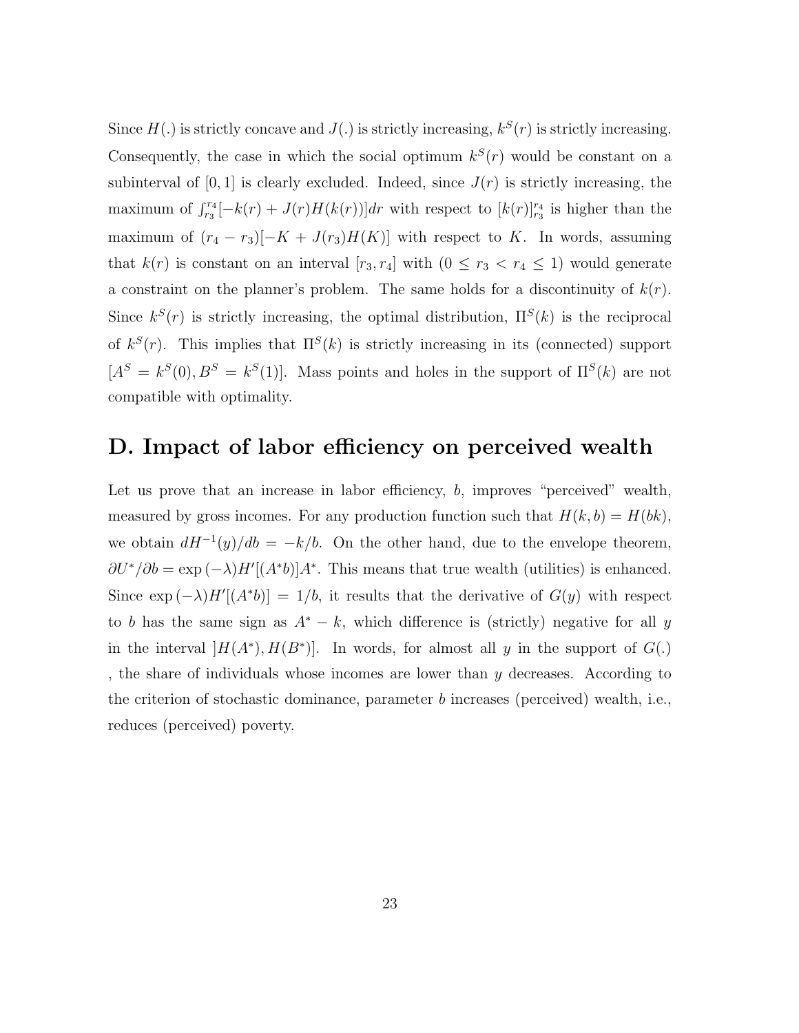Since $H(.)$ is strictly concave and $J(.)$ is strictly increasing, $k^S(r)$ is strictly increasing. Consequently, the case in which the social optimum $k^S(r)$ would be constant on a subinterval of $[0, 1]$ is clearly excluded. Indeed, since $J(r)$ is strictly increasing, the maximum of $\int_{r_3}^{r_4}[-k(r) + J(r)H(k(r))]dr$ with respect to $[k(r)]_{r_3}^{r_4}$ is higher than the maximum of $(r_4 - r_3)[-K + J(r_3)H(K)]$ with respect to $K$. In words, assuming that $k(r)$ is constant on an interval $[r_3, r_4]$ with $(0 \leq r_3 < r_4 \leq 1)$ would generate a constraint on the planner's problem. The same holds for a discontinuity of $k(r)$. Since $k^S(r)$ is strictly increasing, the optimal distribution, $\Pi^S(k)$ is the reciprocal of $k^S(r)$. This implies that $\Pi^S(k)$ is strictly increasing in its (connected) support $[A^S = k^S(0), B^S = k^S(1)]$. Mass points and holes in the support of $\Pi^S(k)$ are not compatible with optimality.

# D. Impact of labor efficiency on perceived wealth

Let us prove that an increase in labor efficiency, $b$, improves "perceived" wealth, measured by gross incomes. For any production function such that $H(k, b) = H(bk)$, we obtain $dH^{-1}(y)/db = -k/b$. On the other hand, due to the envelope theorem, $\partial U^*/\partial b = \exp(-\lambda)H'[(A^*b)]A^*$. This means that true wealth (utilities) is enhanced. Since $\exp(-\lambda)H'[(A^*b)] = 1/b$, it results that the derivative of $G(y)$ with respect to $b$ has the same sign as $A^* - k$, which difference is (strictly) negative for all $y$ in the interval $]H(A^*), H(B^*)]$. In words, for almost all $y$ in the support of $G(.)$ , the share of individuals whose incomes are lower than $y$ decreases. According to the criterion of stochastic dominance, parameter $b$ increases (perceived) wealth, i.e., reduces (perceived) poverty.